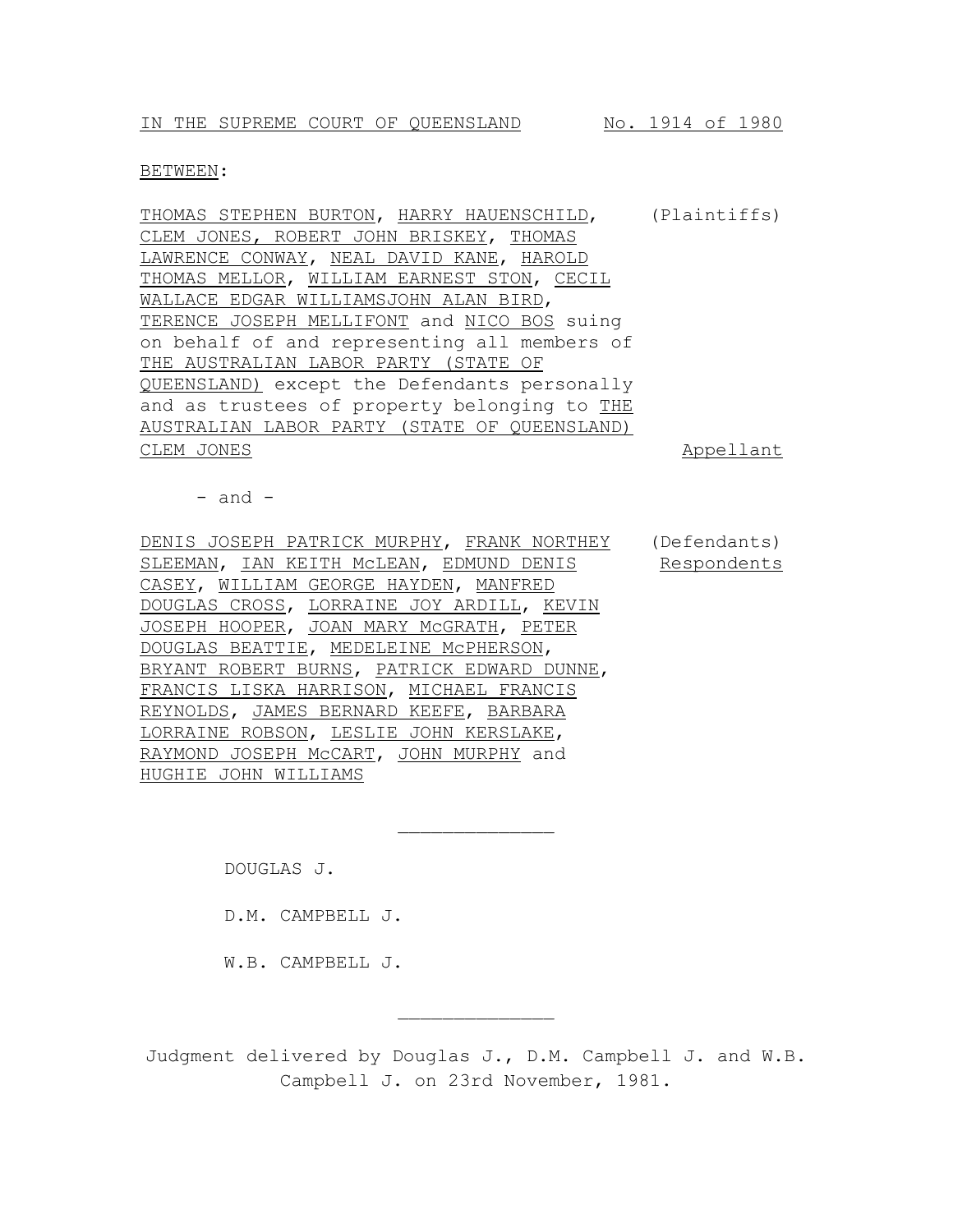IN THE SUPREME COURT OF QUEENSLAND No. 1914 of 1980

BETWEEN:

THOMAS STEPHEN BURTON, HARRY HAUENSCHILD, CLEM JONES, ROBERT JOHN BRISKEY, THOMAS LAWRENCE CONWAY, NEAL DAVID KANE, HAROLD THOMAS MELLOR, WILLIAM EARNEST STON, CECIL WALLACE EDGAR WILLIAMSJOHN ALAN BIRD, TERENCE JOSEPH MELLIFONT and NICO BOS suing on behalf of and representing all members of THE AUSTRALIAN LABOR PARTY (STATE OF QUEENSLAND) except the Defendants personally and as trustees of property belonging to THE AUSTRALIAN LABOR PARTY (STATE OF QUEENSLAND) (Plaintiffs)

CLEM JONES Appellant

\- and -

DENIS JOSEPH PATRICK MURPHY, FRANK NORTHEY SLEEMAN, IAN KEITH McLEAN, EDMUND DENIS CASEY, WILLIAM GEORGE HAYDEN, MANFRED DOUGLAS CROSS, LORRAINE JOY ARDILL, KEVIN JOSEPH HOOPER, JOAN MARY McGRATH, PETER DOUGLAS BEATTIE, MEDELEINE McPHERSON, BRYANT ROBERT BURNS, PATRICK EDWARD DUNNE, FRANCIS LISKA HARRISON, MICHAEL FRANCIS REYNOLDS, JAMES BERNARD KEEFE, BARBARA LORRAINE ROBSON, LESLIE JOHN KERSLAKE, RAYMOND JOSEPH McCART, JOHN MURPHY and HUGHIE JOHN WILLIAMS (Defendants) Respondents

---

DOUGLAS J.

D.M. CAMPBELL J.

W.B. CAMPBELL J.

---

Judgment delivered by Douglas J., D.M. Campbell J. and W.B. Campbell J. on 23rd November, 1981.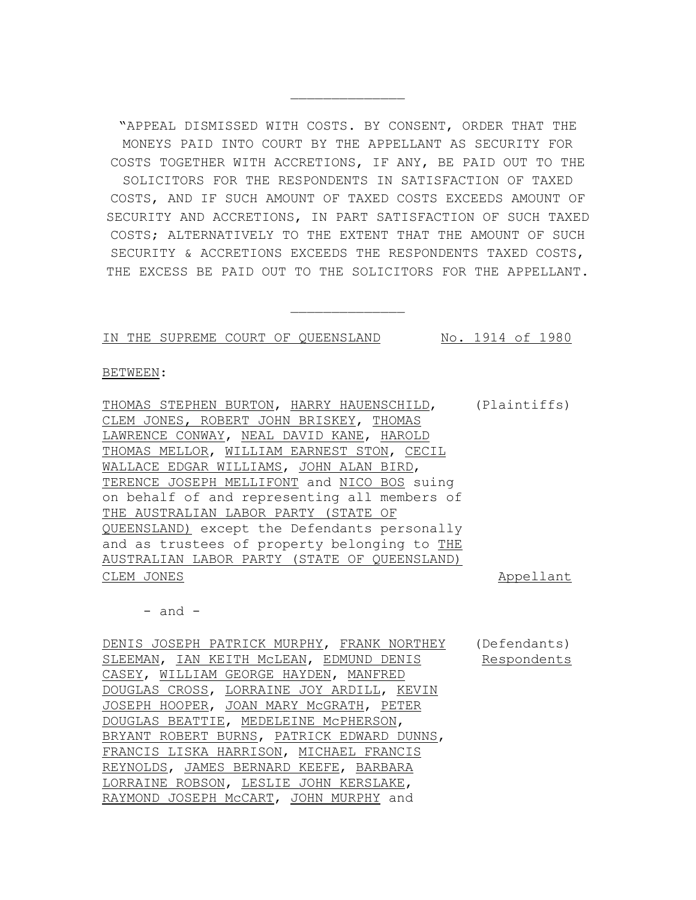---

"APPEAL DISMISSED WITH COSTS. BY CONSENT, ORDER THAT THE MONEYS PAID INTO COURT BY THE APPELLANT AS SECURITY FOR COSTS TOGETHER WITH ACCRETIONS, IF ANY, BE PAID OUT TO THE SOLICITORS FOR THE RESPONDENTS IN SATISFACTION OF TAXED COSTS, AND IF SUCH AMOUNT OF TAXED COSTS EXCEEDS AMOUNT OF SECURITY AND ACCRETIONS, IN PART SATISFACTION OF SUCH TAXED COSTS; ALTERNATIVELY TO THE EXTENT THAT THE AMOUNT OF SUCH SECURITY & ACCRETIONS EXCEEDS THE RESPONDENTS TAXED COSTS, THE EXCESS BE PAID OUT TO THE SOLICITORS FOR THE APPELLANT.

---

IN THE SUPREME COURT OF QUEENSLAND No. 1914 of 1980

BETWEEN:

THOMAS STEPHEN BURTON, HARRY HAUENSCHILD, CLEM JONES, ROBERT JOHN BRISKEY, THOMAS LAWRENCE CONWAY, NEAL DAVID KANE, HAROLD THOMAS MELLOR, WILLIAM EARNEST STON, CECIL WALLACE EDGAR WILLIAMS, JOHN ALAN BIRD, TERENCE JOSEPH MELLIFONT and NICO BOS suing on behalf of and representing all members of THE AUSTRALIAN LABOR PARTY (STATE OF QUEENSLAND) except the Defendants personally and as trustees of property belonging to THE AUSTRALIAN LABOR PARTY (STATE OF QUEENSLAND) (Plaintiffs)

CLEM JONES Appellant

- and -

DENIS JOSEPH PATRICK MURPHY, FRANK NORTHEY SLEEMAN, IAN KEITH McLEAN, EDMUND DENIS CASEY, WILLIAM GEORGE HAYDEN, MANFRED DOUGLAS CROSS, LORRAINE JOY ARDILL, KEVIN JOSEPH HOOPER, JOAN MARY McGRATH, PETER DOUGLAS BEATTIE, MEDELEINE McPHERSON, BRYANT ROBERT BURNS, PATRICK EDWARD DUNNS, FRANCIS LISKA HARRISON, MICHAEL FRANCIS REYNOLDS, JAMES BERNARD KEEFE, BARBARA LORRAINE ROBSON, LESLIE JOHN KERSLAKE, RAYMOND JOSEPH McCART, JOHN MURPHY and (Defendants) Respondents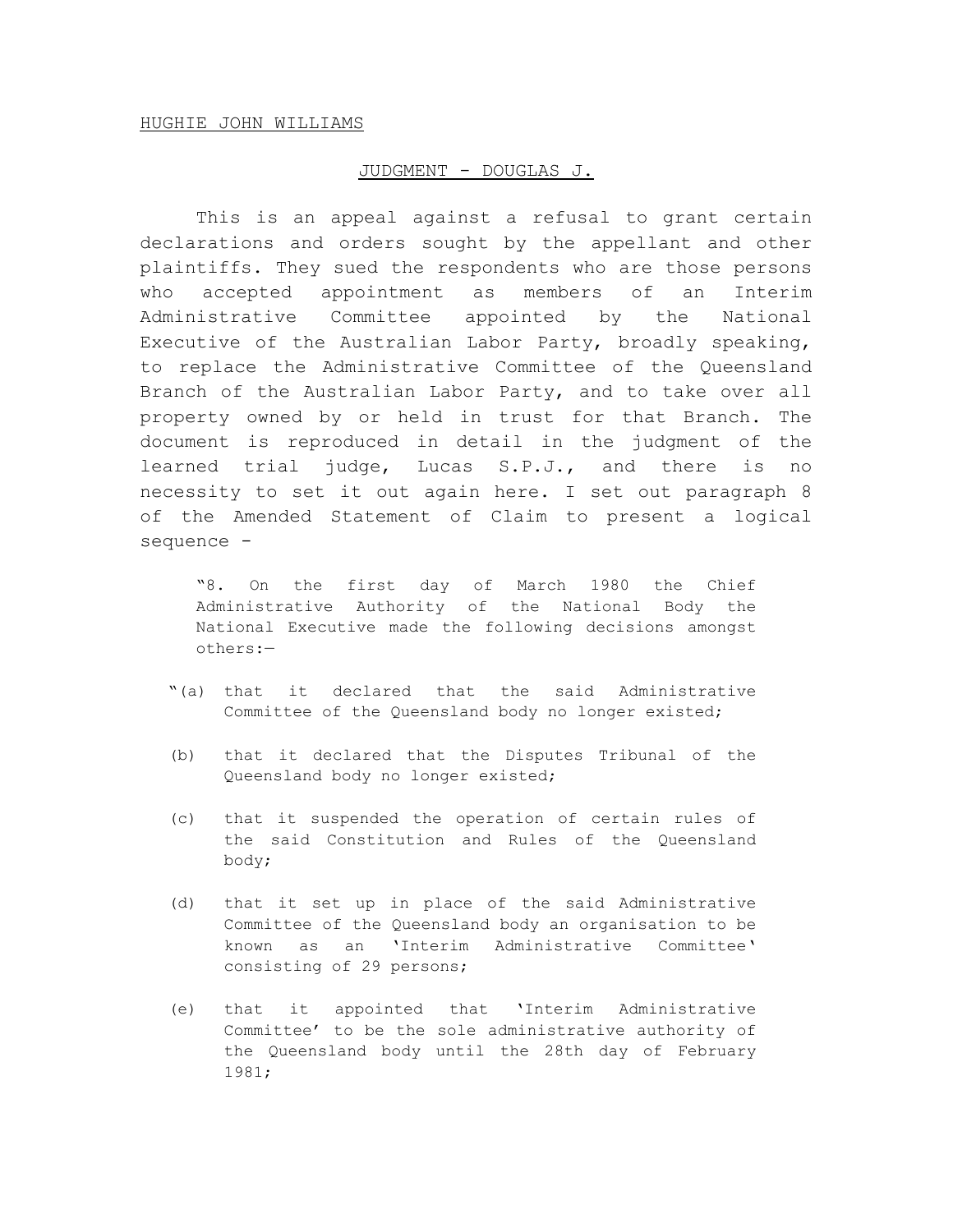HUGHIE JOHN WILLIAMS

JUDGMENT - DOUGLAS J.

This is an appeal against a refusal to grant certain declarations and orders sought by the appellant and other plaintiffs. They sued the respondents who are those persons who accepted appointment as members of an Interim Administrative Committee appointed by the National Executive of the Australian Labor Party, broadly speaking, to replace the Administrative Committee of the Queensland Branch of the Australian Labor Party, and to take over all property owned by or held in trust for that Branch. The document is reproduced in detail in the judgment of the learned trial judge, Lucas S.P.J., and there is no necessity to set it out again here. I set out paragraph 8 of the Amended Statement of Claim to present a logical sequence -

> "8. On the first day of March 1980 the Chief Administrative Authority of the National Body the National Executive made the following decisions amongst others:—
>
> "(a) that it declared that the said Administrative Committee of the Queensland body no longer existed;
>
> (b) that it declared that the Disputes Tribunal of the Queensland body no longer existed;
>
> (c) that it suspended the operation of certain rules of the said Constitution and Rules of the Queensland body;
>
> (d) that it set up in place of the said Administrative Committee of the Queensland body an organisation to be known as an 'Interim Administrative Committee' consisting of 29 persons;
>
> (e) that it appointed that 'Interim Administrative Committee' to be the sole administrative authority of the Queensland body until the 28th day of February 1981;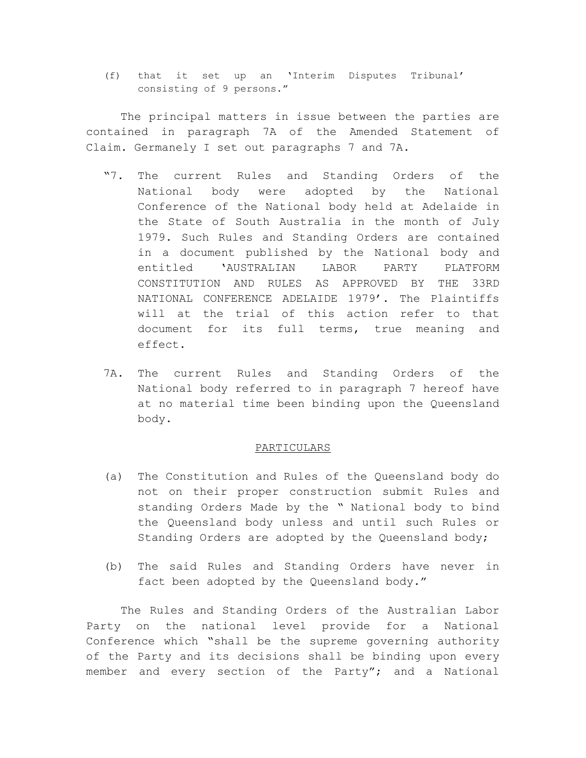(f) that it set up an 'Interim Disputes Tribunal' consisting of 9 persons."

The principal matters in issue between the parties are contained in paragraph 7A of the Amended Statement of Claim. Germanely I set out paragraphs 7 and 7A.

"7. The current Rules and Standing Orders of the National body were adopted by the National Conference of the National body held at Adelaide in the State of South Australia in the month of July 1979. Such Rules and Standing Orders are contained in a document published by the National body and entitled 'AUSTRALIAN LABOR PARTY PLATFORM CONSTITUTION AND RULES AS APPROVED BY THE 33RD NATIONAL CONFERENCE ADELAIDE 1979'. The Plaintiffs will at the trial of this action refer to that document for its full terms, true meaning and effect.

7A. The current Rules and Standing Orders of the National body referred to in paragraph 7 hereof have at no material time been binding upon the Queensland body.

PARTICULARS

(a) The Constitution and Rules of the Queensland body do not on their proper construction submit Rules and standing Orders Made by the " National body to bind the Queensland body unless and until such Rules or Standing Orders are adopted by the Queensland body;

(b) The said Rules and Standing Orders have never in fact been adopted by the Queensland body."

The Rules and Standing Orders of the Australian Labor Party on the national level provide for a National Conference which "shall be the supreme governing authority of the Party and its decisions shall be binding upon every member and every section of the Party"; and a National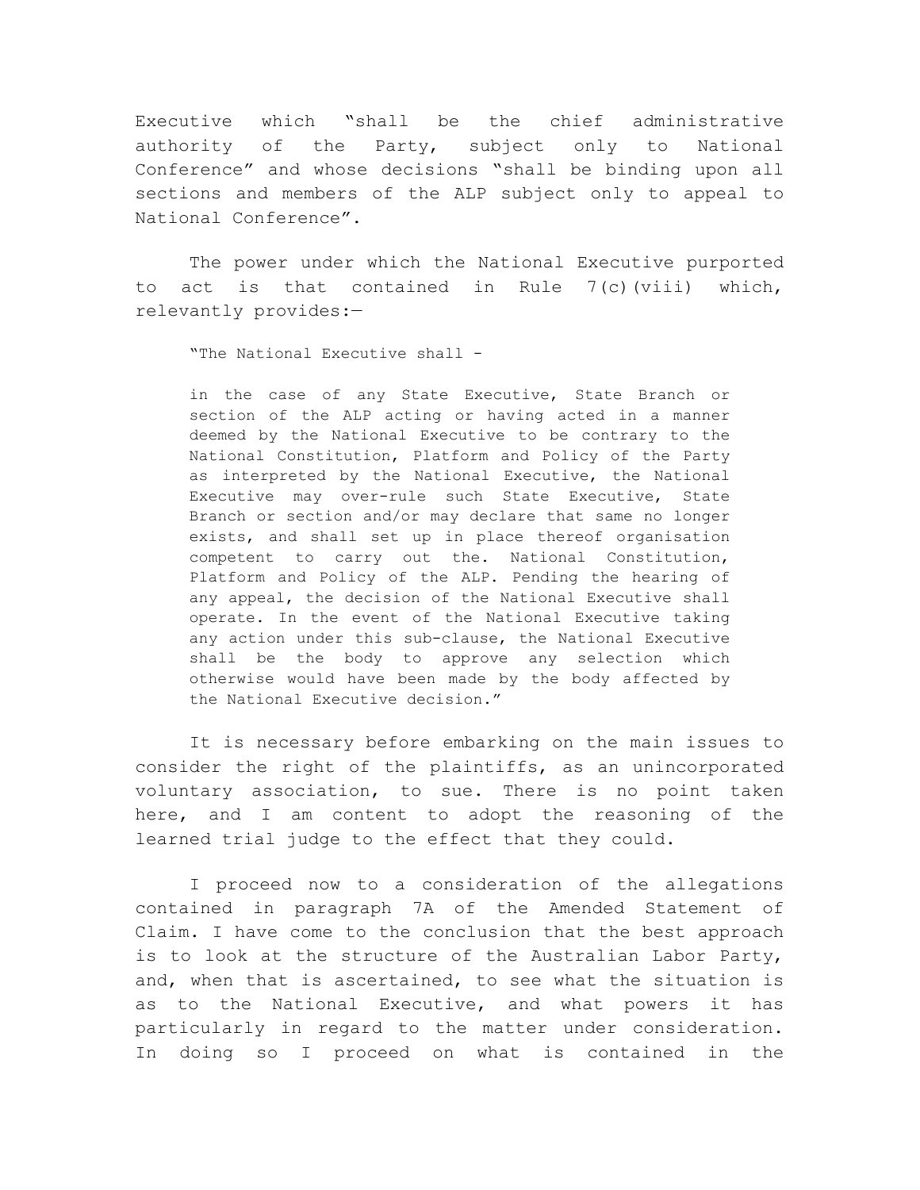Executive which "shall be the chief administrative authority of the Party, subject only to National Conference" and whose decisions "shall be binding upon all sections and members of the ALP subject only to appeal to National Conference".

The power under which the National Executive purported to act is that contained in Rule 7(c)(viii) which, relevantly provides:—

> "The National Executive shall -
>
> in the case of any State Executive, State Branch or section of the ALP acting or having acted in a manner deemed by the National Executive to be contrary to the National Constitution, Platform and Policy of the Party as interpreted by the National Executive, the National Executive may over-rule such State Executive, State Branch or section and/or may declare that same no longer exists, and shall set up in place thereof organisation competent to carry out the. National Constitution, Platform and Policy of the ALP. Pending the hearing of any appeal, the decision of the National Executive shall operate. In the event of the National Executive taking any action under this sub-clause, the National Executive shall be the body to approve any selection which otherwise would have been made by the body affected by the National Executive decision."

It is necessary before embarking on the main issues to consider the right of the plaintiffs, as an unincorporated voluntary association, to sue. There is no point taken here, and I am content to adopt the reasoning of the learned trial judge to the effect that they could.

I proceed now to a consideration of the allegations contained in paragraph 7A of the Amended Statement of Claim. I have come to the conclusion that the best approach is to look at the structure of the Australian Labor Party, and, when that is ascertained, to see what the situation is as to the National Executive, and what powers it has particularly in regard to the matter under consideration. In doing so I proceed on what is contained in the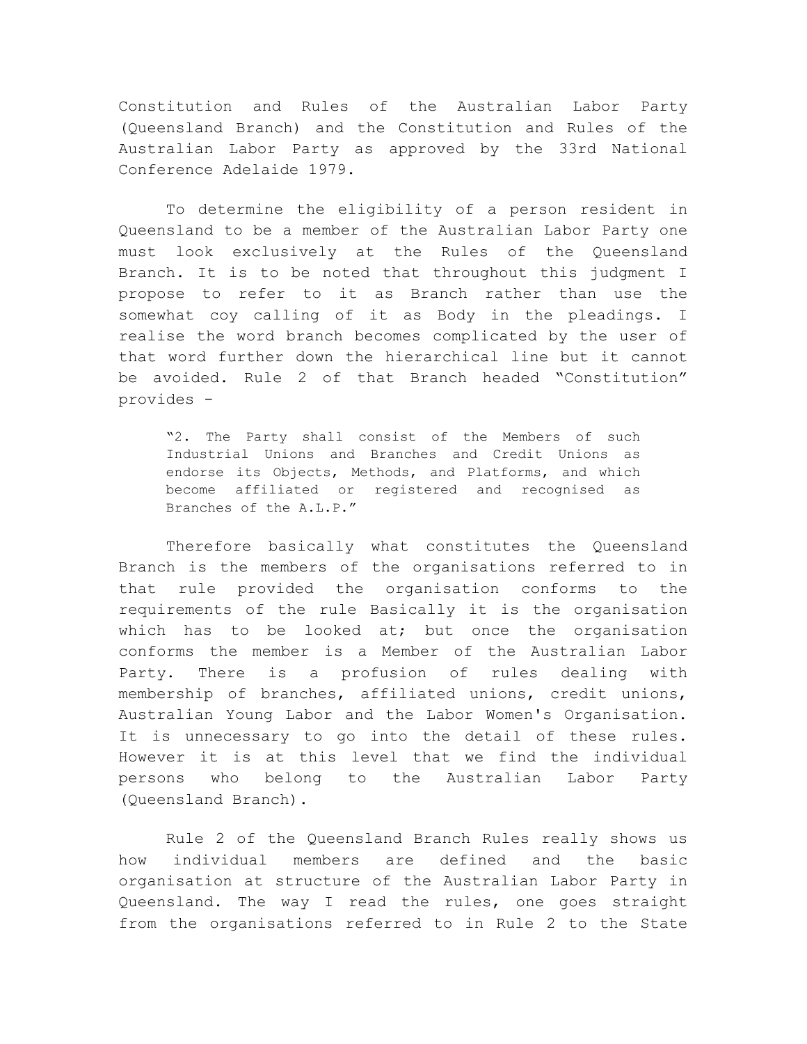Constitution and Rules of the Australian Labor Party (Queensland Branch) and the Constitution and Rules of the Australian Labor Party as approved by the 33rd National Conference Adelaide 1979.

To determine the eligibility of a person resident in Queensland to be a member of the Australian Labor Party one must look exclusively at the Rules of the Queensland Branch. It is to be noted that throughout this judgment I propose to refer to it as Branch rather than use the somewhat coy calling of it as Body in the pleadings. I realise the word branch becomes complicated by the user of that word further down the hierarchical line but it cannot be avoided. Rule 2 of that Branch headed "Constitution" provides -

> "2. The Party shall consist of the Members of such Industrial Unions and Branches and Credit Unions as endorse its Objects, Methods, and Platforms, and which become affiliated or registered and recognised as Branches of the A.L.P."

Therefore basically what constitutes the Queensland Branch is the members of the organisations referred to in that rule provided the organisation conforms to the requirements of the rule Basically it is the organisation which has to be looked at; but once the organisation conforms the member is a Member of the Australian Labor Party. There is a profusion of rules dealing with membership of branches, affiliated unions, credit unions, Australian Young Labor and the Labor Women's Organisation. It is unnecessary to go into the detail of these rules. However it is at this level that we find the individual persons who belong to the Australian Labor Party (Queensland Branch).

Rule 2 of the Queensland Branch Rules really shows us how individual members are defined and the basic organisation at structure of the Australian Labor Party in Queensland. The way I read the rules, one goes straight from the organisations referred to in Rule 2 to the State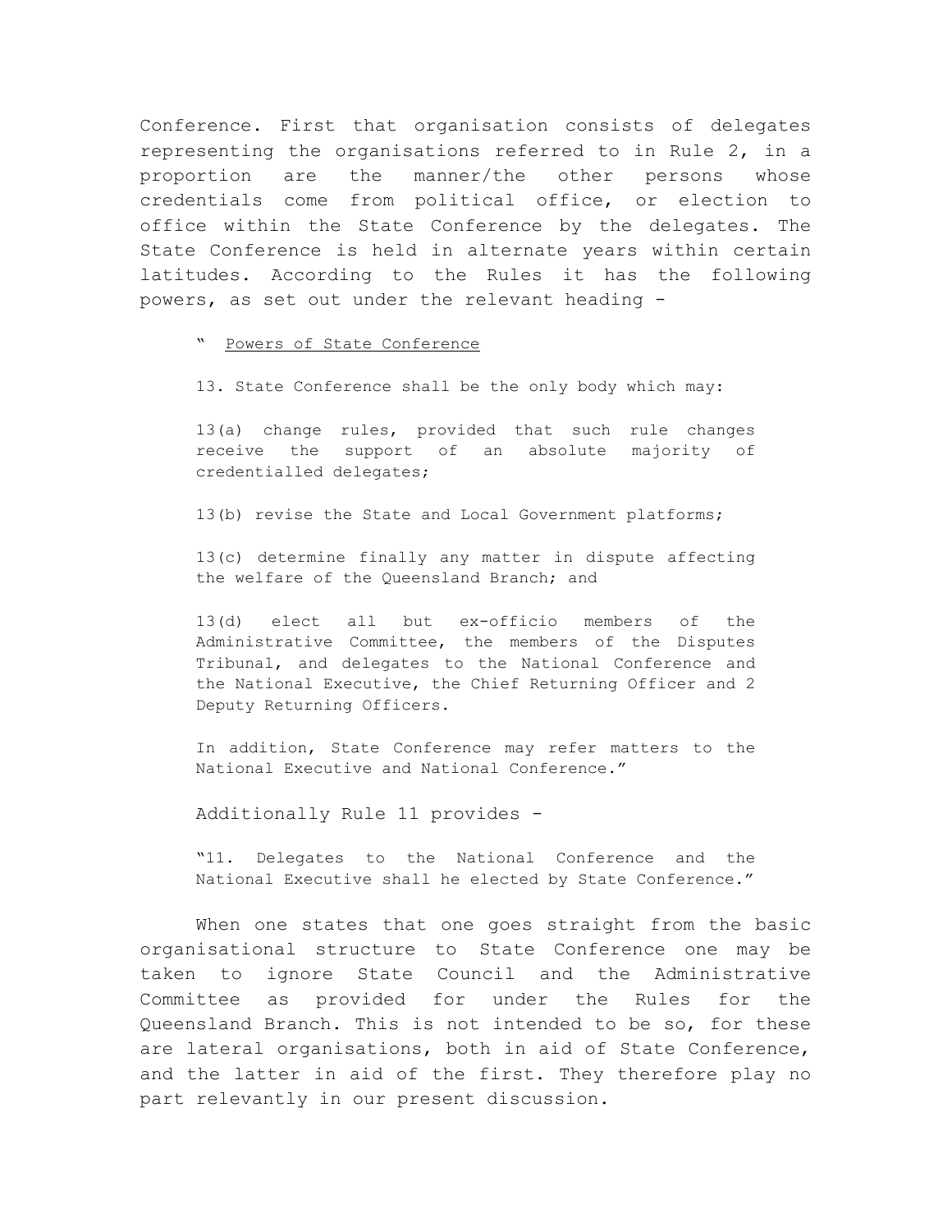Conference. First that organisation consists of delegates representing the organisations referred to in Rule 2, in a proportion are the manner/the other persons whose credentials come from political office, or election to office within the State Conference by the delegates. The State Conference is held in alternate years within certain latitudes. According to the Rules it has the following powers, as set out under the relevant heading -

> " <u>Powers of State Conference</u>
>
> 13. State Conference shall be the only body which may:
>
> 13(a) change rules, provided that such rule changes receive the support of an absolute majority of credentialled delegates;
>
> 13(b) revise the State and Local Government platforms;
>
> 13(c) determine finally any matter in dispute affecting the welfare of the Queensland Branch; and
>
> 13(d) elect all but ex-officio members of the Administrative Committee, the members of the Disputes Tribunal, and delegates to the National Conference and the National Executive, the Chief Returning Officer and 2 Deputy Returning Officers.
>
> In addition, State Conference may refer matters to the National Executive and National Conference."

Additionally Rule 11 provides -

> "11. Delegates to the National Conference and the National Executive shall he elected by State Conference."

When one states that one goes straight from the basic organisational structure to State Conference one may be taken to ignore State Council and the Administrative Committee as provided for under the Rules for the Queensland Branch. This is not intended to be so, for these are lateral organisations, both in aid of State Conference, and the latter in aid of the first. They therefore play no part relevantly in our present discussion.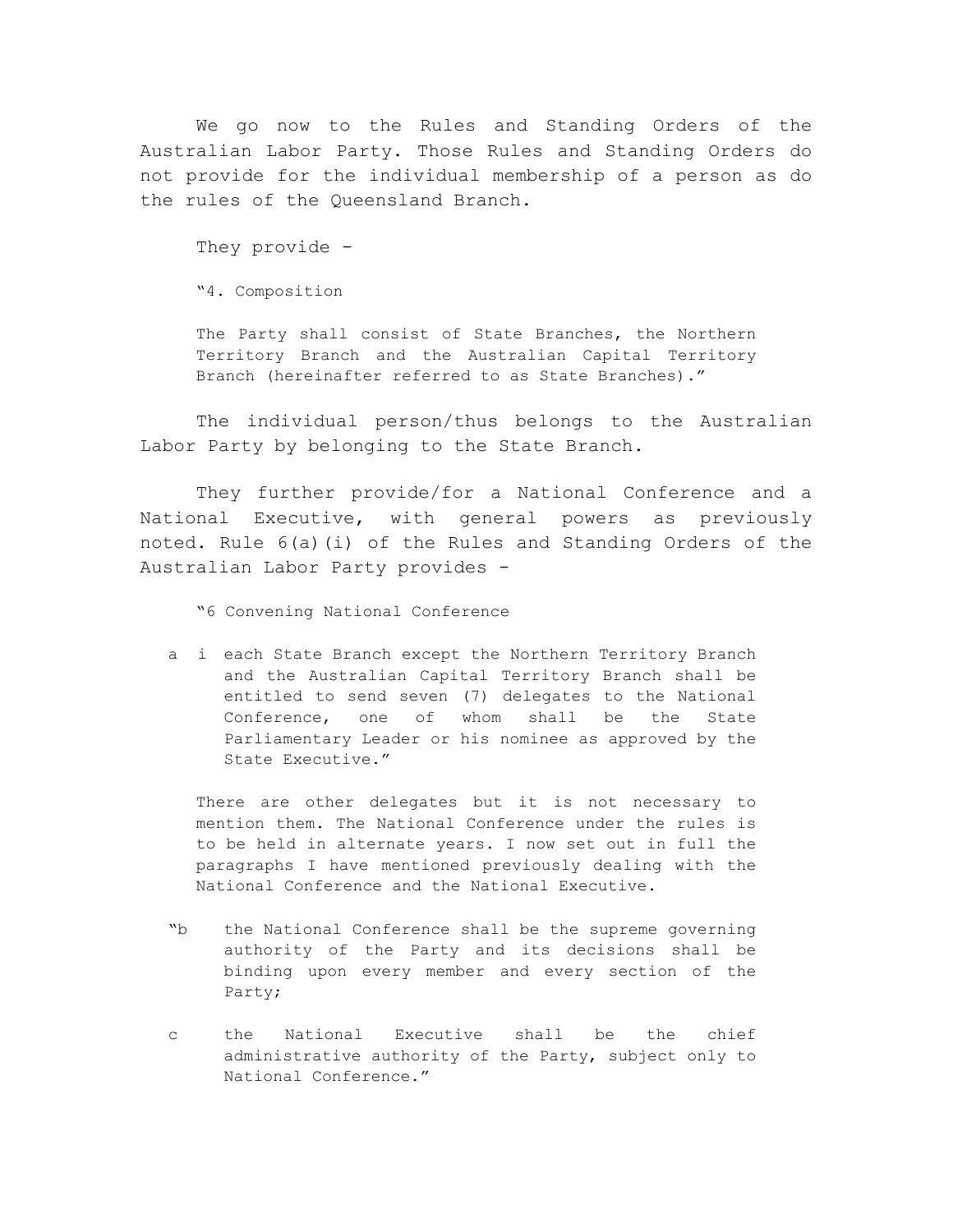We go now to the Rules and Standing Orders of the Australian Labor Party. Those Rules and Standing Orders do not provide for the individual membership of a person as do the rules of the Queensland Branch.

They provide -

> "4. Composition
>
> The Party shall consist of State Branches, the Northern Territory Branch and the Australian Capital Territory Branch (hereinafter referred to as State Branches)."

The individual person/thus belongs to the Australian Labor Party by belonging to the State Branch.

They further provide/for a National Conference and a National Executive, with general powers as previously noted. Rule 6(a)(i) of the Rules and Standing Orders of the Australian Labor Party provides -

> "6 Convening National Conference
>
> a i each State Branch except the Northern Territory Branch and the Australian Capital Territory Branch shall be entitled to send seven (7) delegates to the National Conference, one of whom shall be the State Parliamentary Leader or his nominee as approved by the State Executive."

There are other delegates but it is not necessary to mention them. The National Conference under the rules is to be held in alternate years. I now set out in full the paragraphs I have mentioned previously dealing with the National Conference and the National Executive.

> "b the National Conference shall be the supreme governing authority of the Party and its decisions shall be binding upon every member and every section of the Party;
>
> c the National Executive shall be the chief administrative authority of the Party, subject only to National Conference."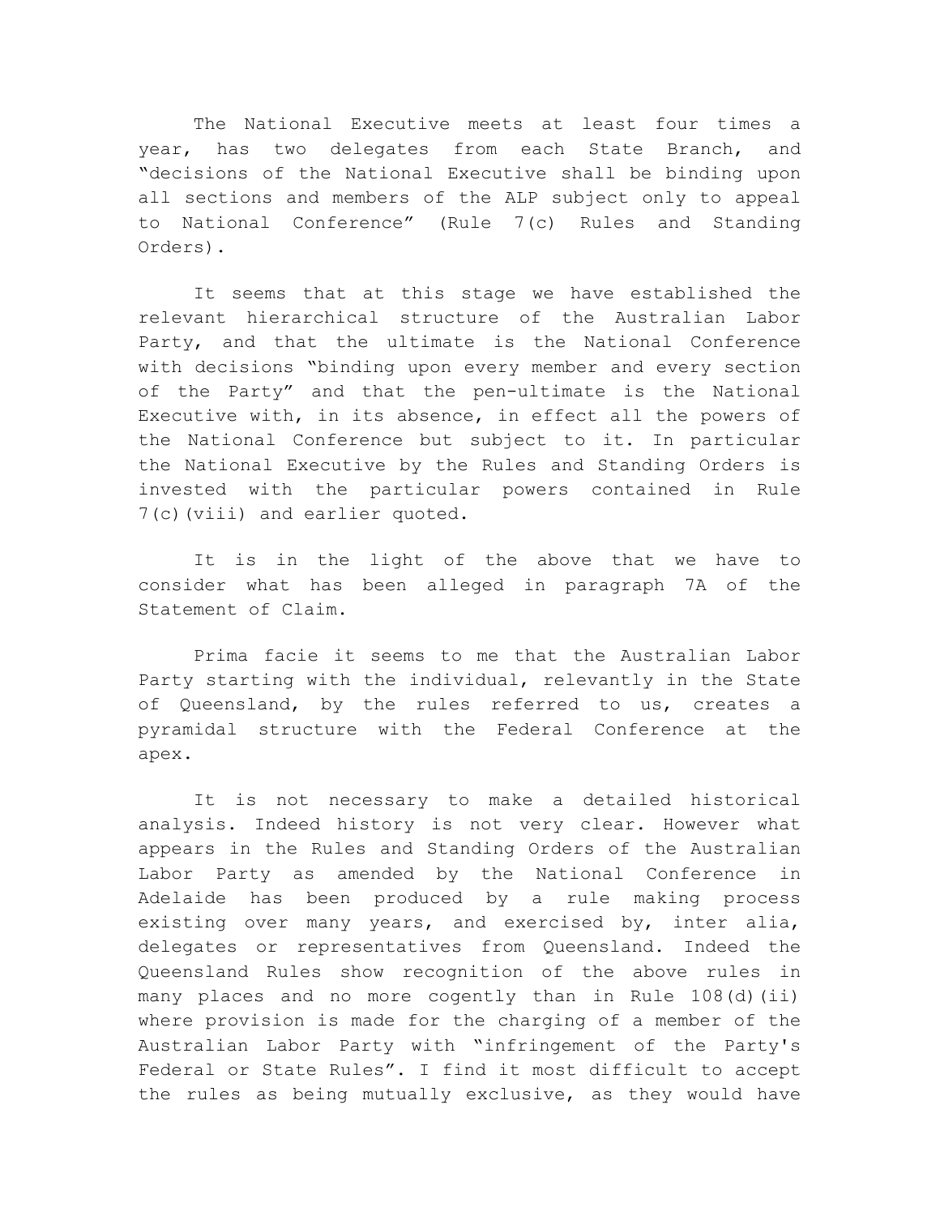The National Executive meets at least four times a year, has two delegates from each State Branch, and "decisions of the National Executive shall be binding upon all sections and members of the ALP subject only to appeal to National Conference" (Rule 7(c) Rules and Standing Orders).

It seems that at this stage we have established the relevant hierarchical structure of the Australian Labor Party, and that the ultimate is the National Conference with decisions "binding upon every member and every section of the Party" and that the pen-ultimate is the National Executive with, in its absence, in effect all the powers of the National Conference but subject to it. In particular the National Executive by the Rules and Standing Orders is invested with the particular powers contained in Rule 7(c)(viii) and earlier quoted.

It is in the light of the above that we have to consider what has been alleged in paragraph 7A of the Statement of Claim.

Prima facie it seems to me that the Australian Labor Party starting with the individual, relevantly in the State of Queensland, by the rules referred to us, creates a pyramidal structure with the Federal Conference at the apex.

It is not necessary to make a detailed historical analysis. Indeed history is not very clear. However what appears in the Rules and Standing Orders of the Australian Labor Party as amended by the National Conference in Adelaide has been produced by a rule making process existing over many years, and exercised by, inter alia, delegates or representatives from Queensland. Indeed the Queensland Rules show recognition of the above rules in many places and no more cogently than in Rule 108(d)(ii) where provision is made for the charging of a member of the Australian Labor Party with "infringement of the Party's Federal or State Rules". I find it most difficult to accept the rules as being mutually exclusive, as they would have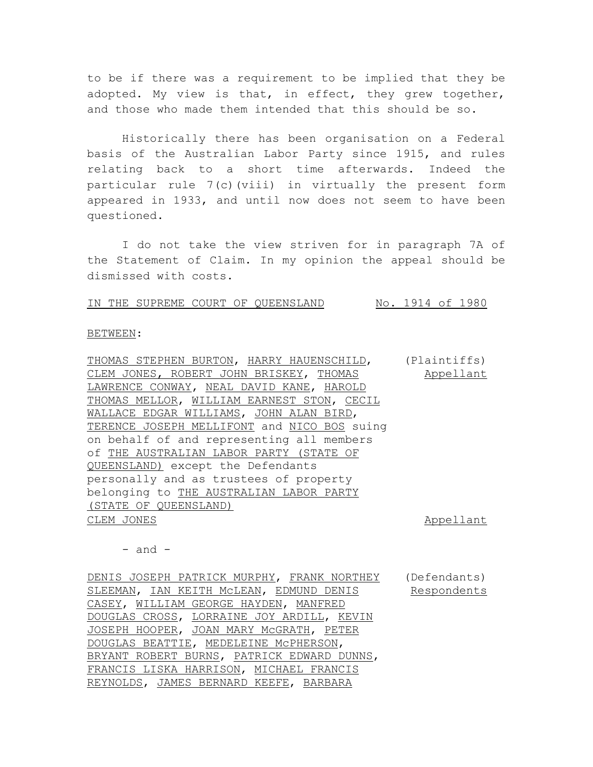to be if there was a requirement to be implied that they be adopted. My view is that, in effect, they grew together, and those who made them intended that this should be so.

Historically there has been organisation on a Federal basis of the Australian Labor Party since 1915, and rules relating back to a short time afterwards. Indeed the particular rule 7(c)(viii) in virtually the present form appeared in 1933, and until now does not seem to have been questioned.

I do not take the view striven for in paragraph 7A of the Statement of Claim. In my opinion the appeal should be dismissed with costs.

<u>IN THE SUPREME COURT OF QUEENSLAND</u> <u>No. 1914 of 1980</u>

<u>BETWEEN</u>:

<u>THOMAS STEPHEN BURTON</u>, <u>HARRY HAUENSCHILD</u>, <u>CLEM JONES</u>, <u>ROBERT JOHN BRISKEY</u>, <u>THOMAS LAWRENCE CONWAY</u>, <u>NEAL DAVID KANE</u>, <u>HAROLD THOMAS MELLOR</u>, <u>WILLIAM EARNEST STON</u>, <u>CECIL WALLACE EDGAR WILLIAMS</u>, <u>JOHN ALAN BIRD</u>, <u>TERENCE JOSEPH MELLIFONT</u> and <u>NICO BOS</u> suing on behalf of and representing all members of <u>THE AUSTRALIAN LABOR PARTY (STATE OF QUEENSLAND)</u> except the Defendants personally and as trustees of property belonging to <u>THE AUSTRALIAN LABOR PARTY (STATE OF QUEENSLAND)</u> (Plaintiffs) <u>Appellant</u>

<u>CLEM JONES</u> <u>Appellant</u>

\- and -

<u>DENIS JOSEPH PATRICK MURPHY</u>, <u>FRANK NORTHEY SLEEMAN</u>, <u>IAN KEITH McLEAN</u>, <u>EDMUND DENIS CASEY</u>, <u>WILLIAM GEORGE HAYDEN</u>, <u>MANFRED DOUGLAS CROSS</u>, <u>LORRAINE JOY ARDILL</u>, <u>KEVIN JOSEPH HOOPER</u>, <u>JOAN MARY McGRATH</u>, <u>PETER DOUGLAS BEATTIE</u>, <u>MEDELEINE McPHERSON</u>, <u>BRYANT ROBERT BURNS</u>, <u>PATRICK EDWARD DUNNS</u>, <u>FRANCIS LISKA HARRISON</u>, <u>MICHAEL FRANCIS REYNOLDS</u>, <u>JAMES BERNARD KEEFE</u>, <u>BARBARA</u> (Defendants) <u>Respondents</u>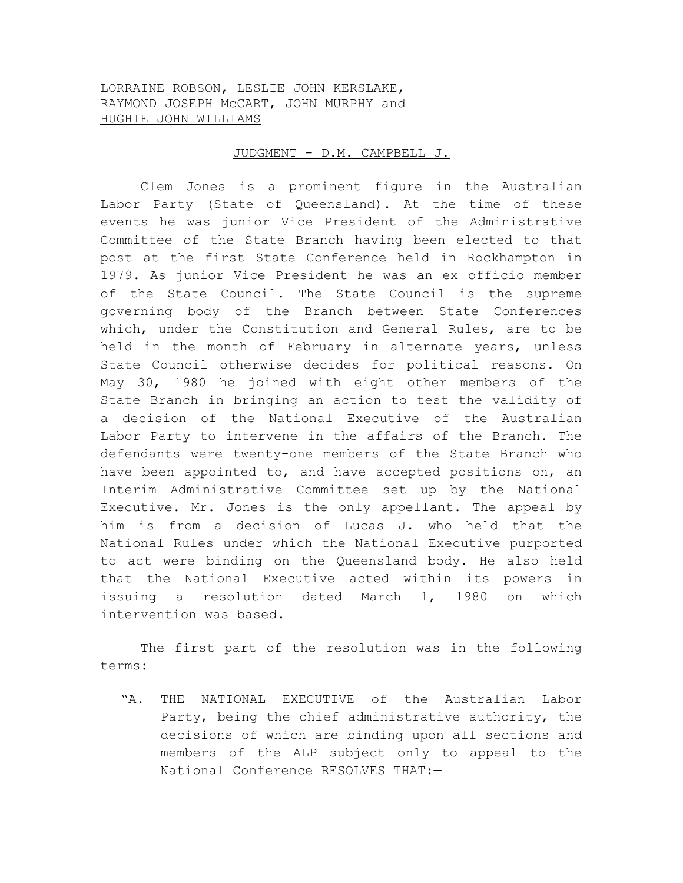<u>LORRAINE ROBSON</u>, <u>LESLIE JOHN KERSLAKE</u>, <u>RAYMOND JOSEPH McCART</u>, <u>JOHN MURPHY</u> and <u>HUGHIE JOHN WILLIAMS</u>

<u>JUDGMENT - D.M. CAMPBELL J.</u>

Clem Jones is a prominent figure in the Australian Labor Party (State of Queensland). At the time of these events he was junior Vice President of the Administrative Committee of the State Branch having been elected to that post at the first State Conference held in Rockhampton in 1979. As junior Vice President he was an ex officio member of the State Council. The State Council is the supreme governing body of the Branch between State Conferences which, under the Constitution and General Rules, are to be held in the month of February in alternate years, unless State Council otherwise decides for political reasons. On May 30, 1980 he joined with eight other members of the State Branch in bringing an action to test the validity of a decision of the National Executive of the Australian Labor Party to intervene in the affairs of the Branch. The defendants were twenty-one members of the State Branch who have been appointed to, and have accepted positions on, an Interim Administrative Committee set up by the National Executive. Mr. Jones is the only appellant. The appeal by him is from a decision of Lucas J. who held that the National Rules under which the National Executive purported to act were binding on the Queensland body. He also held that the National Executive acted within its powers in issuing a resolution dated March 1, 1980 on which intervention was based.

The first part of the resolution was in the following terms:

> "A. THE NATIONAL EXECUTIVE of the Australian Labor Party, being the chief administrative authority, the decisions of which are binding upon all sections and members of the ALP subject only to appeal to the National Conference <u>RESOLVES THAT</u>:—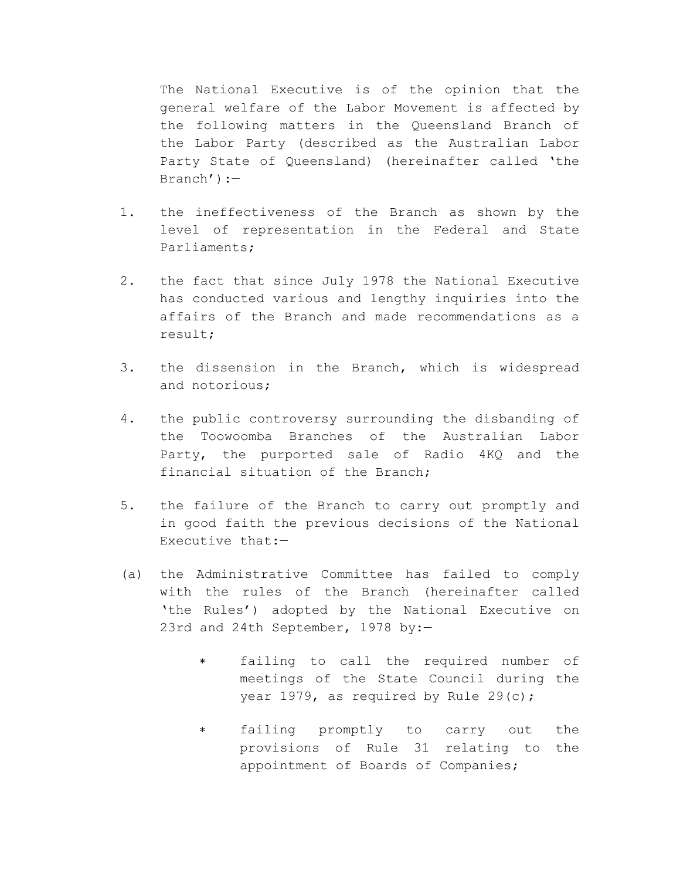The National Executive is of the opinion that the general welfare of the Labor Movement is affected by the following matters in the Queensland Branch of the Labor Party (described as the Australian Labor Party State of Queensland) (hereinafter called 'the Branch'):—

1. the ineffectiveness of the Branch as shown by the level of representation in the Federal and State Parliaments;

2. the fact that since July 1978 the National Executive has conducted various and lengthy inquiries into the affairs of the Branch and made recommendations as a result;

3. the dissension in the Branch, which is widespread and notorious;

4. the public controversy surrounding the disbanding of the Toowoomba Branches of the Australian Labor Party, the purported sale of Radio 4KQ and the financial situation of the Branch;

5. the failure of the Branch to carry out promptly and in good faith the previous decisions of the National Executive that:—

(a) the Administrative Committee has failed to comply with the rules of the Branch (hereinafter called 'the Rules') adopted by the National Executive on 23rd and 24th September, 1978 by:—

- failing to call the required number of meetings of the State Council during the year 1979, as required by Rule 29(c);

- failing promptly to carry out the provisions of Rule 31 relating to the appointment of Boards of Companies;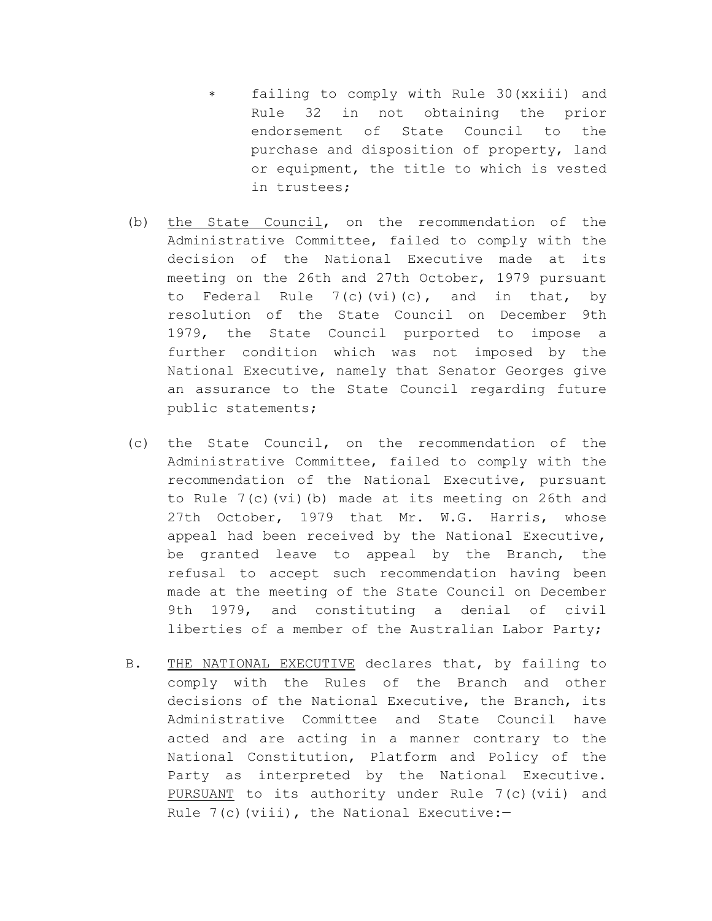* failing to comply with Rule 30(xxiii) and Rule 32 in not obtaining the prior endorsement of State Council to the purchase and disposition of property, land or equipment, the title to which is vested in trustees;

(b) <u>the State Council</u>, on the recommendation of the Administrative Committee, failed to comply with the decision of the National Executive made at its meeting on the 26th and 27th October, 1979 pursuant to Federal Rule 7(c)(vi)(c), and in that, by resolution of the State Council on December 9th 1979, the State Council purported to impose a further condition which was not imposed by the National Executive, namely that Senator Georges give an assurance to the State Council regarding future public statements;

(c) the State Council, on the recommendation of the Administrative Committee, failed to comply with the recommendation of the National Executive, pursuant to Rule 7(c)(vi)(b) made at its meeting on 26th and 27th October, 1979 that Mr. W.G. Harris, whose appeal had been received by the National Executive, be granted leave to appeal by the Branch, the refusal to accept such recommendation having been made at the meeting of the State Council on December 9th 1979, and constituting a denial of civil liberties of a member of the Australian Labor Party;

B. <u>THE NATIONAL EXECUTIVE</u> declares that, by failing to comply with the Rules of the Branch and other decisions of the National Executive, the Branch, its Administrative Committee and State Council have acted and are acting in a manner contrary to the National Constitution, Platform and Policy of the Party as interpreted by the National Executive. <u>PURSUANT</u> to its authority under Rule 7(c)(vii) and Rule 7(c)(viii), the National Executive:—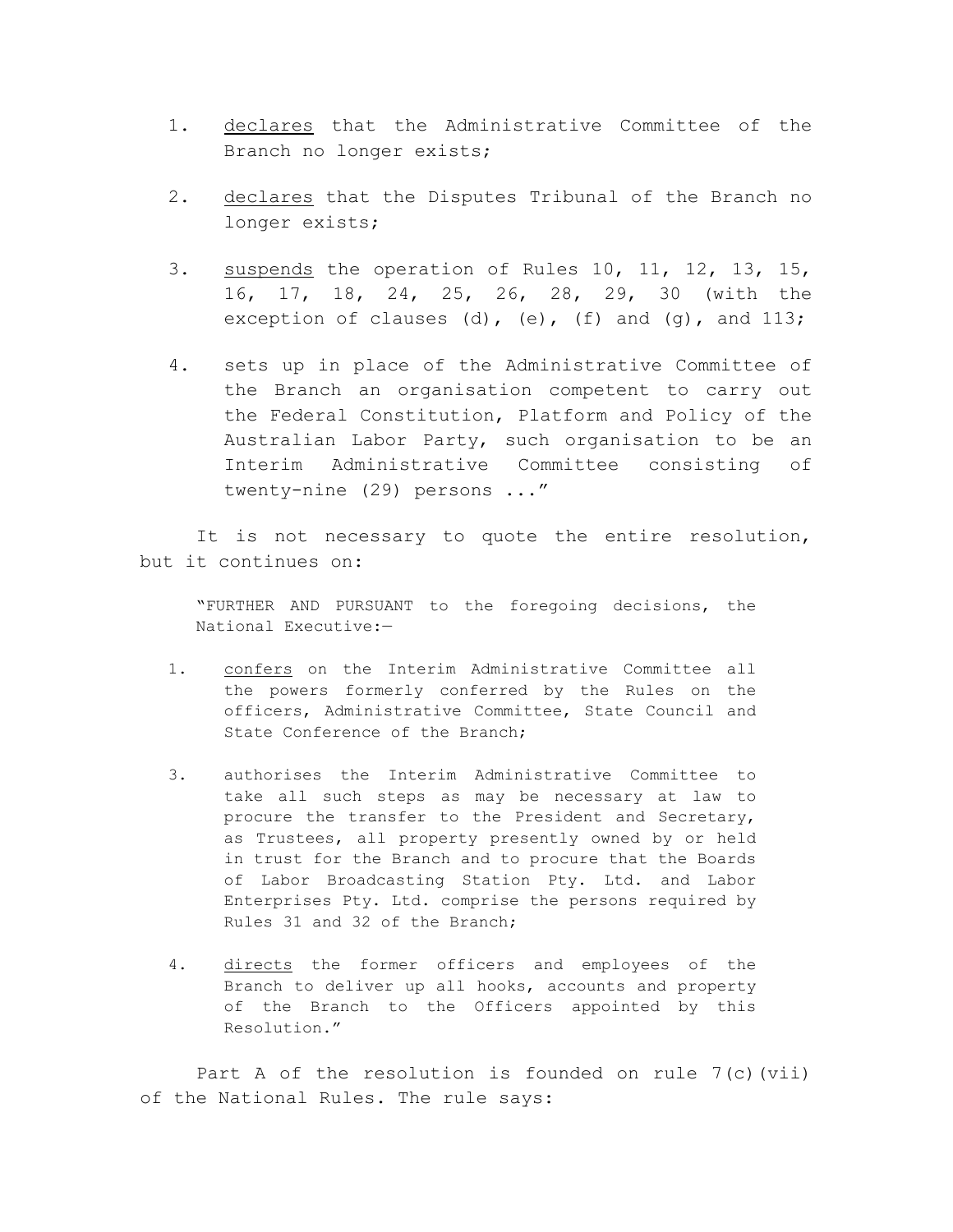1. <u>declares</u> that the Administrative Committee of the Branch no longer exists;

2. <u>declares</u> that the Disputes Tribunal of the Branch no longer exists;

3. <u>suspends</u> the operation of Rules 10, 11, 12, 13, 15, 16, 17, 18, 24, 25, 26, 28, 29, 30 (with the exception of clauses (d), (e), (f) and (g), and 113;

4. sets up in place of the Administrative Committee of the Branch an organisation competent to carry out the Federal Constitution, Platform and Policy of the Australian Labor Party, such organisation to be an Interim Administrative Committee consisting of twenty-nine (29) persons ..."

It is not necessary to quote the entire resolution, but it continues on:

> "FURTHER AND PURSUANT to the foregoing decisions, the National Executive:—
>
> 1. <u>confers</u> on the Interim Administrative Committee all the powers formerly conferred by the Rules on the officers, Administrative Committee, State Council and State Conference of the Branch;
>
> 3. authorises the Interim Administrative Committee to take all such steps as may be necessary at law to procure the transfer to the President and Secretary, as Trustees, all property presently owned by or held in trust for the Branch and to procure that the Boards of Labor Broadcasting Station Pty. Ltd. and Labor Enterprises Pty. Ltd. comprise the persons required by Rules 31 and 32 of the Branch;
>
> 4. <u>directs</u> the former officers and employees of the Branch to deliver up all hooks, accounts and property of the Branch to the Officers appointed by this Resolution."

Part A of the resolution is founded on rule 7(c)(vii) of the National Rules. The rule says: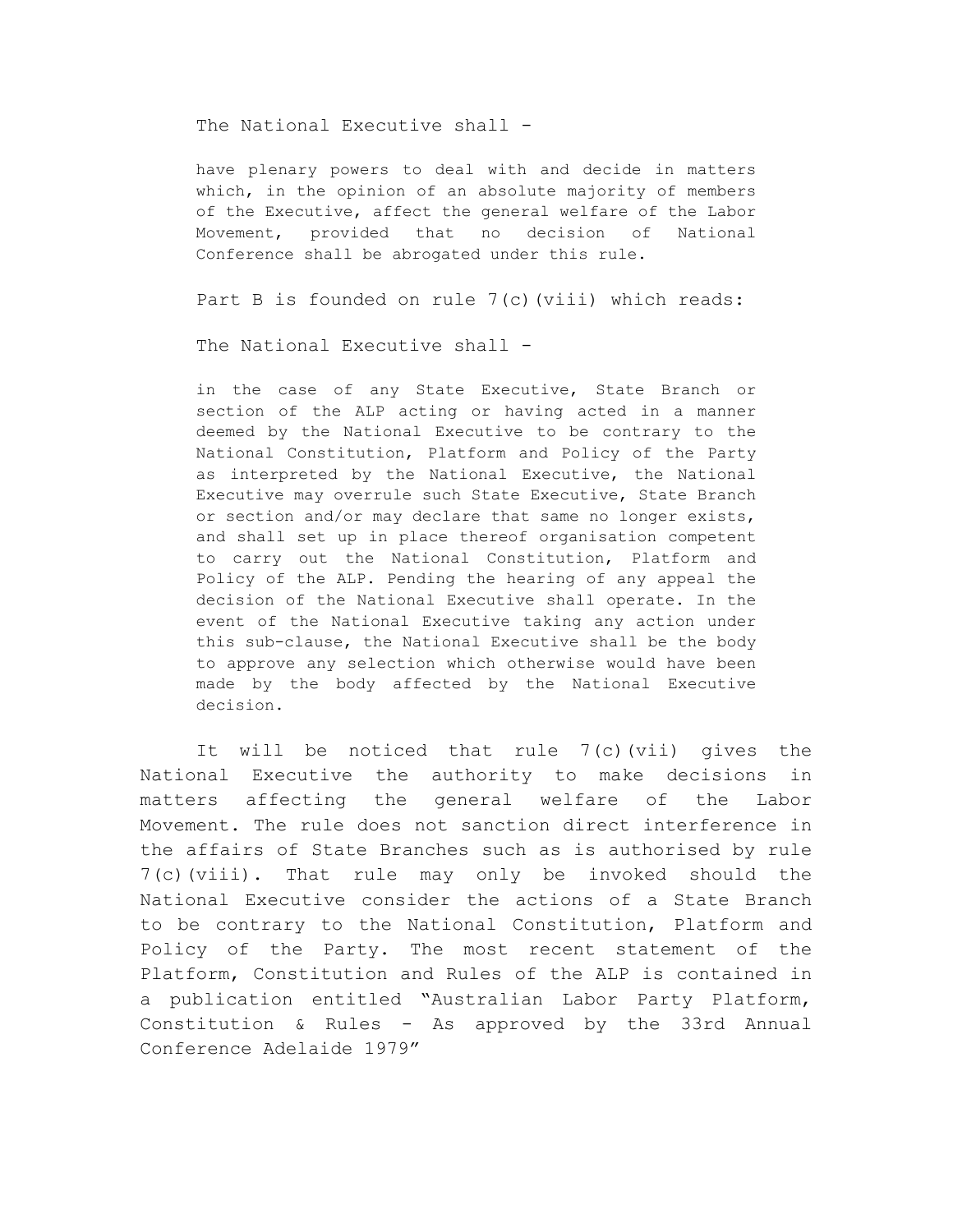The National Executive shall -

> have plenary powers to deal with and decide in matters which, in the opinion of an absolute majority of members of the Executive, affect the general welfare of the Labor Movement, provided that no decision of National Conference shall be abrogated under this rule.

Part B is founded on rule 7(c)(viii) which reads:

The National Executive shall -

> in the case of any State Executive, State Branch or section of the ALP acting or having acted in a manner deemed by the National Executive to be contrary to the National Constitution, Platform and Policy of the Party as interpreted by the National Executive, the National Executive may overrule such State Executive, State Branch or section and/or may declare that same no longer exists, and shall set up in place thereof organisation competent to carry out the National Constitution, Platform and Policy of the ALP. Pending the hearing of any appeal the decision of the National Executive shall operate. In the event of the National Executive taking any action under this sub-clause, the National Executive shall be the body to approve any selection which otherwise would have been made by the body affected by the National Executive decision.

It will be noticed that rule 7(c)(vii) gives the National Executive the authority to make decisions in matters affecting the general welfare of the Labor Movement. The rule does not sanction direct interference in the affairs of State Branches such as is authorised by rule 7(c)(viii). That rule may only be invoked should the National Executive consider the actions of a State Branch to be contrary to the National Constitution, Platform and Policy of the Party. The most recent statement of the Platform, Constitution and Rules of the ALP is contained in a publication entitled "Australian Labor Party Platform, Constitution & Rules - As approved by the 33rd Annual Conference Adelaide 1979"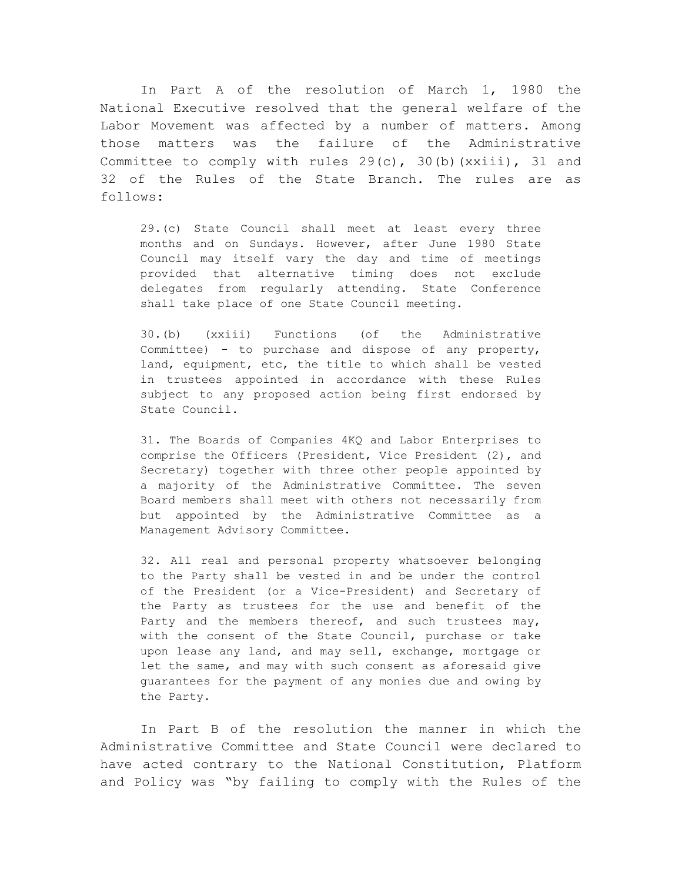In Part A of the resolution of March 1, 1980 the National Executive resolved that the general welfare of the Labor Movement was affected by a number of matters. Among those matters was the failure of the Administrative Committee to comply with rules 29(c), 30(b)(xxiii), 31 and 32 of the Rules of the State Branch. The rules are as follows:

> 29.(c) State Council shall meet at least every three months and on Sundays. However, after June 1980 State Council may itself vary the day and time of meetings provided that alternative timing does not exclude delegates from regularly attending. State Conference shall take place of one State Council meeting.
>
> 30.(b) (xxiii) Functions (of the Administrative Committee) - to purchase and dispose of any property, land, equipment, etc, the title to which shall be vested in trustees appointed in accordance with these Rules subject to any proposed action being first endorsed by State Council.
>
> 31. The Boards of Companies 4KQ and Labor Enterprises to comprise the Officers (President, Vice President (2), and Secretary) together with three other people appointed by a majority of the Administrative Committee. The seven Board members shall meet with others not necessarily from but appointed by the Administrative Committee as a Management Advisory Committee.
>
> 32. All real and personal property whatsoever belonging to the Party shall be vested in and be under the control of the President (or a Vice-President) and Secretary of the Party as trustees for the use and benefit of the Party and the members thereof, and such trustees may, with the consent of the State Council, purchase or take upon lease any land, and may sell, exchange, mortgage or let the same, and may with such consent as aforesaid give guarantees for the payment of any monies due and owing by the Party.

In Part B of the resolution the manner in which the Administrative Committee and State Council were declared to have acted contrary to the National Constitution, Platform and Policy was "by failing to comply with the Rules of the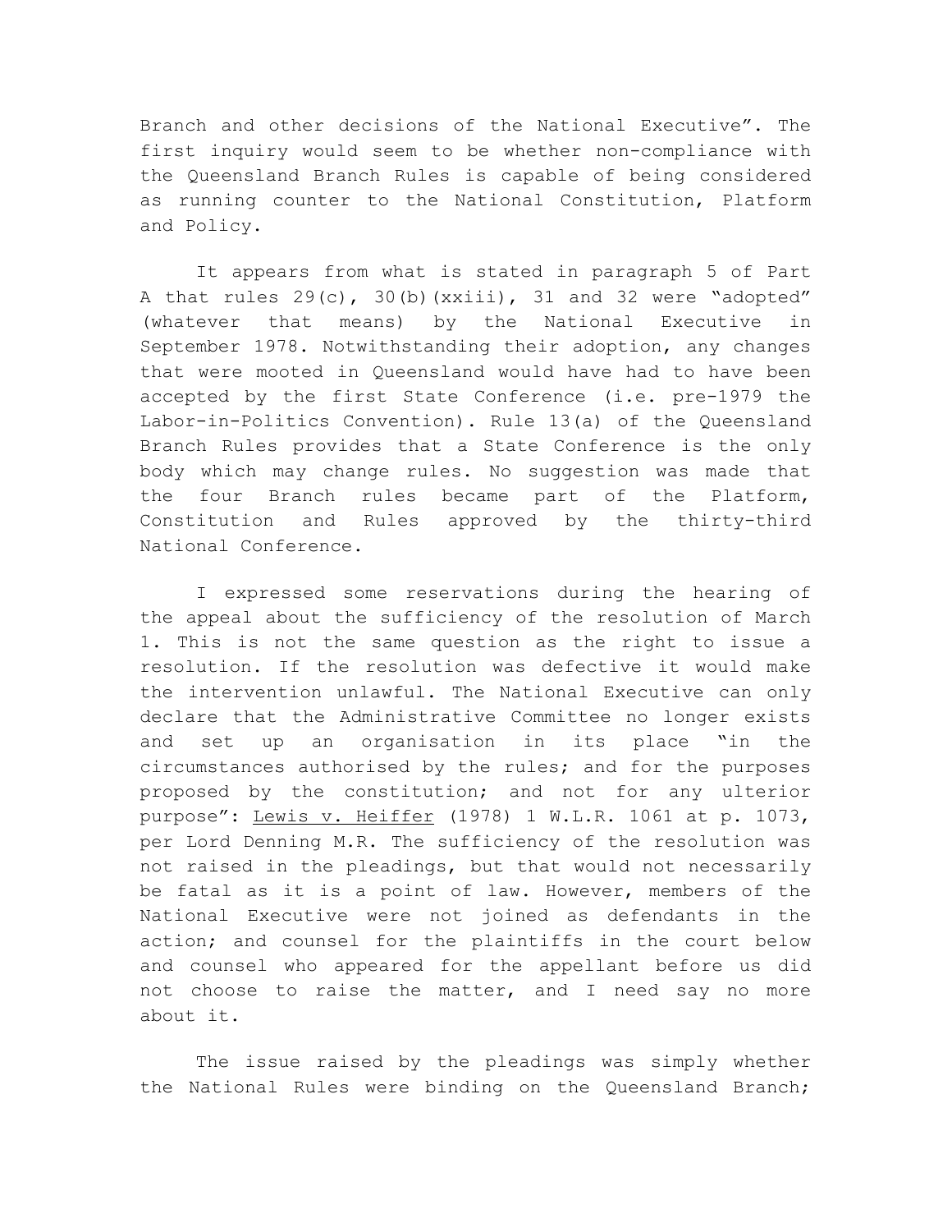Branch and other decisions of the National Executive". The first inquiry would seem to be whether non-compliance with the Queensland Branch Rules is capable of being considered as running counter to the National Constitution, Platform and Policy.

It appears from what is stated in paragraph 5 of Part A that rules 29(c), 30(b)(xxiii), 31 and 32 were "adopted" (whatever that means) by the National Executive in September 1978. Notwithstanding their adoption, any changes that were mooted in Queensland would have had to have been accepted by the first State Conference (i.e. pre-1979 the Labor-in-Politics Convention). Rule 13(a) of the Queensland Branch Rules provides that a State Conference is the only body which may change rules. No suggestion was made that the four Branch rules became part of the Platform, Constitution and Rules approved by the thirty-third National Conference.

I expressed some reservations during the hearing of the appeal about the sufficiency of the resolution of March 1. This is not the same question as the right to issue a resolution. If the resolution was defective it would make the intervention unlawful. The National Executive can only declare that the Administrative Committee no longer exists and set up an organisation in its place "in the circumstances authorised by the rules; and for the purposes proposed by the constitution; and not for any ulterior purpose": Lewis v. Heiffer (1978) 1 W.L.R. 1061 at p. 1073, per Lord Denning M.R. The sufficiency of the resolution was not raised in the pleadings, but that would not necessarily be fatal as it is a point of law. However, members of the National Executive were not joined as defendants in the action; and counsel for the plaintiffs in the court below and counsel who appeared for the appellant before us did not choose to raise the matter, and I need say no more about it.

The issue raised by the pleadings was simply whether the National Rules were binding on the Queensland Branch;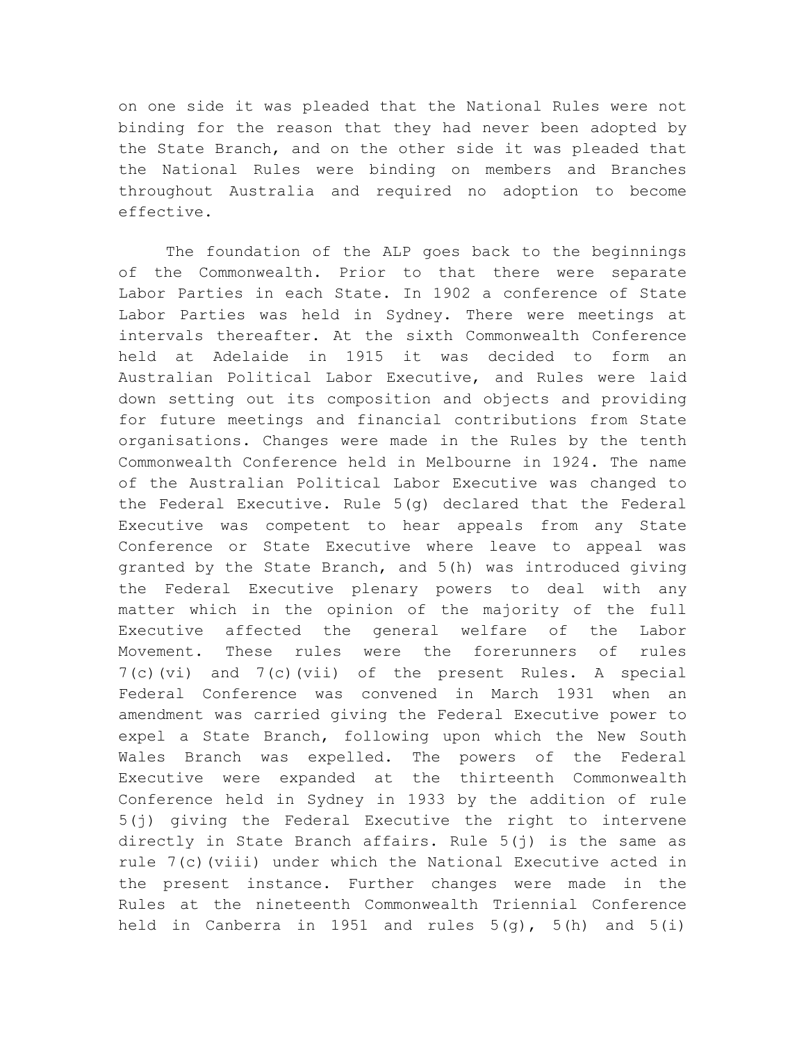on one side it was pleaded that the National Rules were not binding for the reason that they had never been adopted by the State Branch, and on the other side it was pleaded that the National Rules were binding on members and Branches throughout Australia and required no adoption to become effective.

The foundation of the ALP goes back to the beginnings of the Commonwealth. Prior to that there were separate Labor Parties in each State. In 1902 a conference of State Labor Parties was held in Sydney. There were meetings at intervals thereafter. At the sixth Commonwealth Conference held at Adelaide in 1915 it was decided to form an Australian Political Labor Executive, and Rules were laid down setting out its composition and objects and providing for future meetings and financial contributions from State organisations. Changes were made in the Rules by the tenth Commonwealth Conference held in Melbourne in 1924. The name of the Australian Political Labor Executive was changed to the Federal Executive. Rule 5(g) declared that the Federal Executive was competent to hear appeals from any State Conference or State Executive where leave to appeal was granted by the State Branch, and 5(h) was introduced giving the Federal Executive plenary powers to deal with any matter which in the opinion of the majority of the full Executive affected the general welfare of the Labor Movement. These rules were the forerunners of rules 7(c)(vi) and 7(c)(vii) of the present Rules. A special Federal Conference was convened in March 1931 when an amendment was carried giving the Federal Executive power to expel a State Branch, following upon which the New South Wales Branch was expelled. The powers of the Federal Executive were expanded at the thirteenth Commonwealth Conference held in Sydney in 1933 by the addition of rule 5(j) giving the Federal Executive the right to intervene directly in State Branch affairs. Rule 5(j) is the same as rule 7(c)(viii) under which the National Executive acted in the present instance. Further changes were made in the Rules at the nineteenth Commonwealth Triennial Conference held in Canberra in 1951 and rules 5(g), 5(h) and 5(i)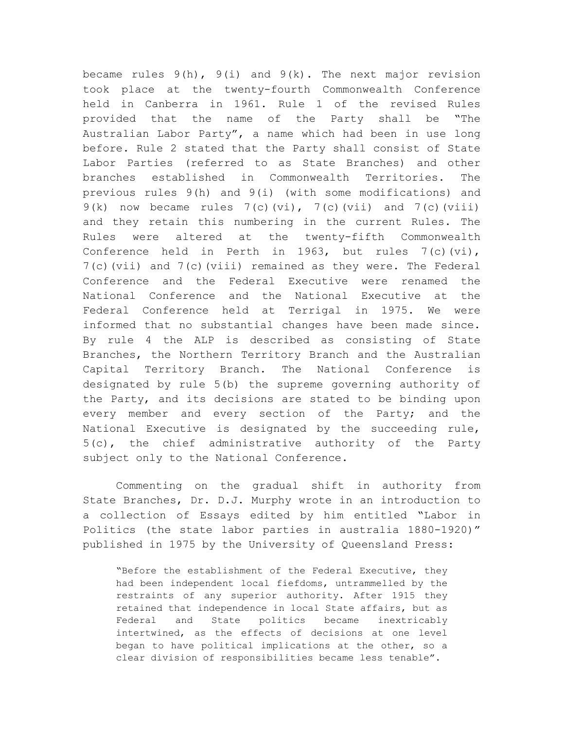became rules 9(h), 9(i) and 9(k). The next major revision took place at the twenty-fourth Commonwealth Conference held in Canberra in 1961. Rule 1 of the revised Rules provided that the name of the Party shall be "The Australian Labor Party", a name which had been in use long before. Rule 2 stated that the Party shall consist of State Labor Parties (referred to as State Branches) and other branches established in Commonwealth Territories. The previous rules 9(h) and 9(i) (with some modifications) and 9(k) now became rules 7(c)(vi), 7(c)(vii) and 7(c)(viii) and they retain this numbering in the current Rules. The Rules were altered at the twenty-fifth Commonwealth Conference held in Perth in 1963, but rules 7(c)(vi), 7(c)(vii) and 7(c)(viii) remained as they were. The Federal Conference and the Federal Executive were renamed the National Conference and the National Executive at the Federal Conference held at Terrigal in 1975. We were informed that no substantial changes have been made since. By rule 4 the ALP is described as consisting of State Branches, the Northern Territory Branch and the Australian Capital Territory Branch. The National Conference is designated by rule 5(b) the supreme governing authority of the Party, and its decisions are stated to be binding upon every member and every section of the Party; and the National Executive is designated by the succeeding rule, 5(c), the chief administrative authority of the Party subject only to the National Conference.

Commenting on the gradual shift in authority from State Branches, Dr. D.J. Murphy wrote in an introduction to a collection of Essays edited by him entitled "Labor in Politics (the state labor parties in australia 1880-1920)" published in 1975 by the University of Queensland Press:

> "Before the establishment of the Federal Executive, they had been independent local fiefdoms, untrammelled by the restraints of any superior authority. After 1915 they retained that independence in local State affairs, but as Federal and State politics became inextricably intertwined, as the effects of decisions at one level began to have political implications at the other, so a clear division of responsibilities became less tenable".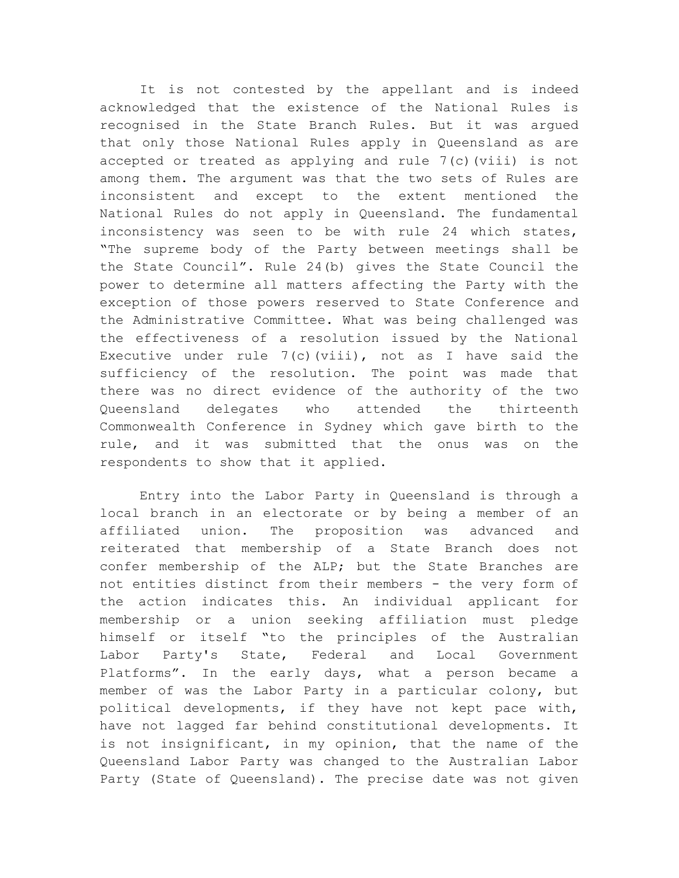It is not contested by the appellant and is indeed acknowledged that the existence of the National Rules is recognised in the State Branch Rules. But it was argued that only those National Rules apply in Queensland as are accepted or treated as applying and rule 7(c)(viii) is not among them. The argument was that the two sets of Rules are inconsistent and except to the extent mentioned the National Rules do not apply in Queensland. The fundamental inconsistency was seen to be with rule 24 which states, "The supreme body of the Party between meetings shall be the State Council". Rule 24(b) gives the State Council the power to determine all matters affecting the Party with the exception of those powers reserved to State Conference and the Administrative Committee. What was being challenged was the effectiveness of a resolution issued by the National Executive under rule 7(c)(viii), not as I have said the sufficiency of the resolution. The point was made that there was no direct evidence of the authority of the two Queensland delegates who attended the thirteenth Commonwealth Conference in Sydney which gave birth to the rule, and it was submitted that the onus was on the respondents to show that it applied.

Entry into the Labor Party in Queensland is through a local branch in an electorate or by being a member of an affiliated union. The proposition was advanced and reiterated that membership of a State Branch does not confer membership of the ALP; but the State Branches are not entities distinct from their members - the very form of the action indicates this. An individual applicant for membership or a union seeking affiliation must pledge himself or itself "to the principles of the Australian Labor Party's State, Federal and Local Government Platforms". In the early days, what a person became a member of was the Labor Party in a particular colony, but political developments, if they have not kept pace with, have not lagged far behind constitutional developments. It is not insignificant, in my opinion, that the name of the Queensland Labor Party was changed to the Australian Labor Party (State of Queensland). The precise date was not given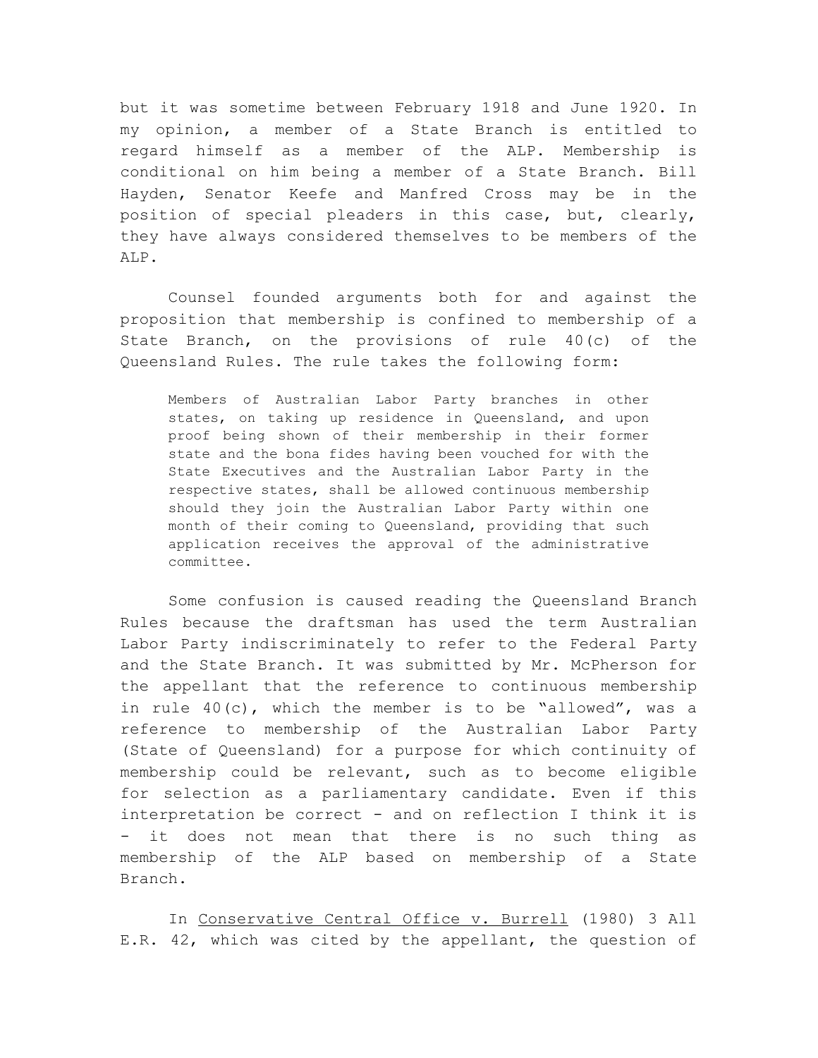but it was sometime between February 1918 and June 1920. In my opinion, a member of a State Branch is entitled to regard himself as a member of the ALP. Membership is conditional on him being a member of a State Branch. Bill Hayden, Senator Keefe and Manfred Cross may be in the position of special pleaders in this case, but, clearly, they have always considered themselves to be members of the ALP.

Counsel founded arguments both for and against the proposition that membership is confined to membership of a State Branch, on the provisions of rule 40(c) of the Queensland Rules. The rule takes the following form:

> Members of Australian Labor Party branches in other states, on taking up residence in Queensland, and upon proof being shown of their membership in their former state and the bona fides having been vouched for with the State Executives and the Australian Labor Party in the respective states, shall be allowed continuous membership should they join the Australian Labor Party within one month of their coming to Queensland, providing that such application receives the approval of the administrative committee.

Some confusion is caused reading the Queensland Branch Rules because the draftsman has used the term Australian Labor Party indiscriminately to refer to the Federal Party and the State Branch. It was submitted by Mr. McPherson for the appellant that the reference to continuous membership in rule 40(c), which the member is to be "allowed", was a reference to membership of the Australian Labor Party (State of Queensland) for a purpose for which continuity of membership could be relevant, such as to become eligible for selection as a parliamentary candidate. Even if this interpretation be correct - and on reflection I think it is - it does not mean that there is no such thing as membership of the ALP based on membership of a State Branch.

In Conservative Central Office v. Burrell (1980) 3 All E.R. 42, which was cited by the appellant, the question of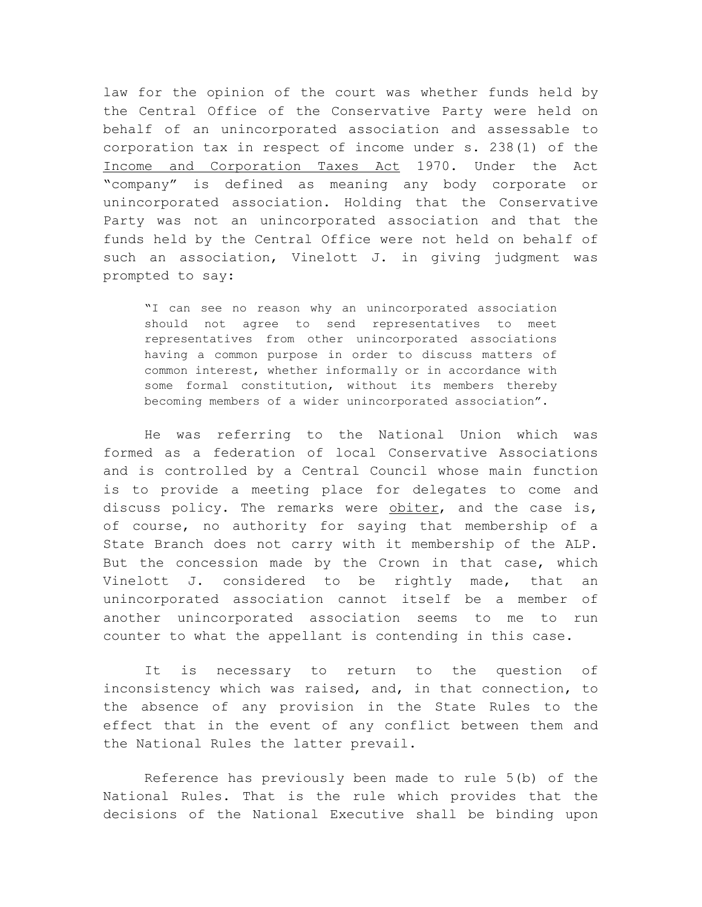law for the opinion of the court was whether funds held by the Central Office of the Conservative Party were held on behalf of an unincorporated association and assessable to corporation tax in respect of income under s. 238(1) of the Income and Corporation Taxes Act 1970. Under the Act "company" is defined as meaning any body corporate or unincorporated association. Holding that the Conservative Party was not an unincorporated association and that the funds held by the Central Office were not held on behalf of such an association, Vinelott J. in giving judgment was prompted to say:

> "I can see no reason why an unincorporated association should not agree to send representatives to meet representatives from other unincorporated associations having a common purpose in order to discuss matters of common interest, whether informally or in accordance with some formal constitution, without its members thereby becoming members of a wider unincorporated association".

He was referring to the National Union which was formed as a federation of local Conservative Associations and is controlled by a Central Council whose main function is to provide a meeting place for delegates to come and discuss policy. The remarks were obiter, and the case is, of course, no authority for saying that membership of a State Branch does not carry with it membership of the ALP. But the concession made by the Crown in that case, which Vinelott J. considered to be rightly made, that an unincorporated association cannot itself be a member of another unincorporated association seems to me to run counter to what the appellant is contending in this case.

It is necessary to return to the question of inconsistency which was raised, and, in that connection, to the absence of any provision in the State Rules to the effect that in the event of any conflict between them and the National Rules the latter prevail.

Reference has previously been made to rule 5(b) of the National Rules. That is the rule which provides that the decisions of the National Executive shall be binding upon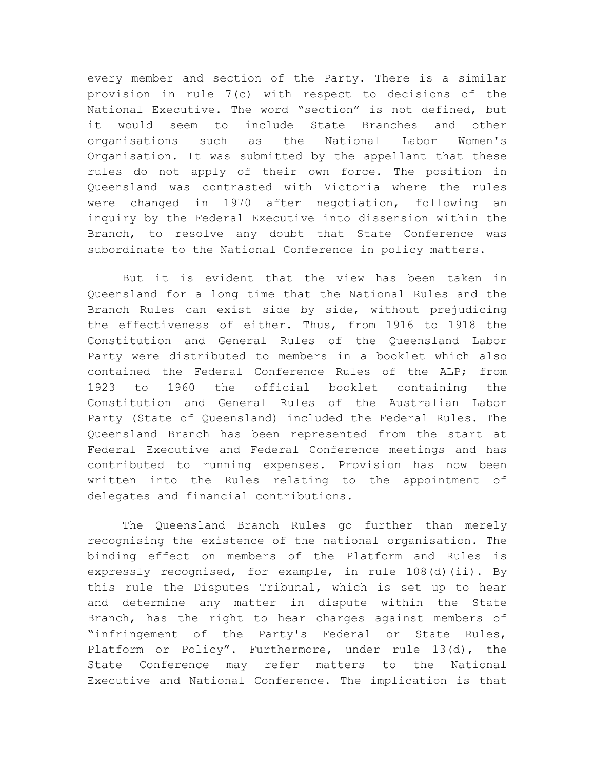every member and section of the Party. There is a similar provision in rule 7(c) with respect to decisions of the National Executive. The word “section” is not defined, but it would seem to include State Branches and other organisations such as the National Labor Women's Organisation. It was submitted by the appellant that these rules do not apply of their own force. The position in Queensland was contrasted with Victoria where the rules were changed in 1970 after negotiation, following an inquiry by the Federal Executive into dissension within the Branch, to resolve any doubt that State Conference was subordinate to the National Conference in policy matters.

But it is evident that the view has been taken in Queensland for a long time that the National Rules and the Branch Rules can exist side by side, without prejudicing the effectiveness of either. Thus, from 1916 to 1918 the Constitution and General Rules of the Queensland Labor Party were distributed to members in a booklet which also contained the Federal Conference Rules of the ALP; from 1923 to 1960 the official booklet containing the Constitution and General Rules of the Australian Labor Party (State of Queensland) included the Federal Rules. The Queensland Branch has been represented from the start at Federal Executive and Federal Conference meetings and has contributed to running expenses. Provision has now been written into the Rules relating to the appointment of delegates and financial contributions.

The Queensland Branch Rules go further than merely recognising the existence of the national organisation. The binding effect on members of the Platform and Rules is expressly recognised, for example, in rule 108(d)(ii). By this rule the Disputes Tribunal, which is set up to hear and determine any matter in dispute within the State Branch, has the right to hear charges against members of “infringement of the Party's Federal or State Rules, Platform or Policy”. Furthermore, under rule 13(d), the State Conference may refer matters to the National Executive and National Conference. The implication is that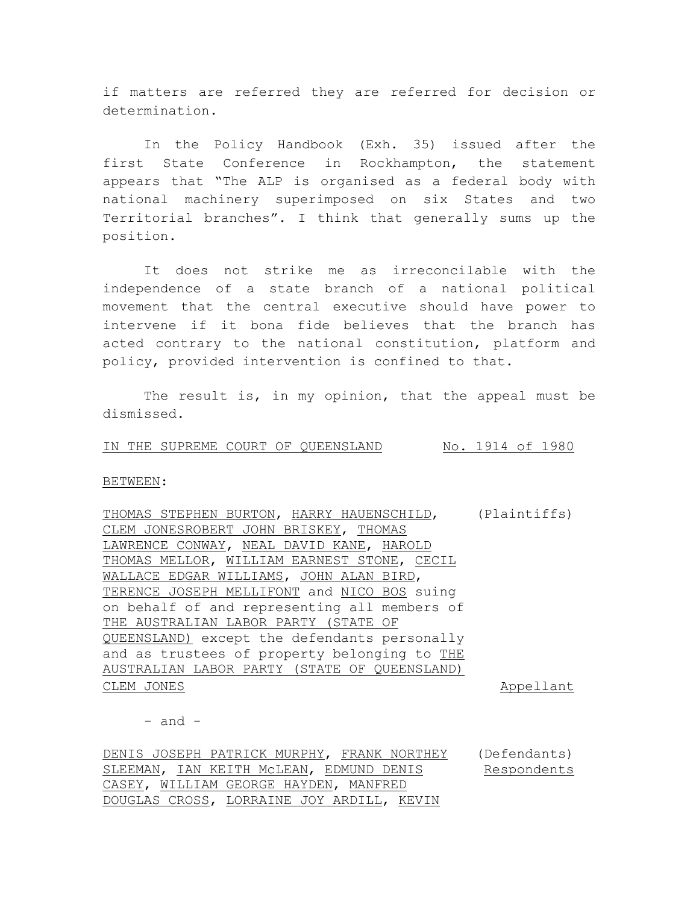if matters are referred they are referred for decision or determination.

In the Policy Handbook (Exh. 35) issued after the first State Conference in Rockhampton, the statement appears that "The ALP is organised as a federal body with national machinery superimposed on six States and two Territorial branches". I think that generally sums up the position.

It does not strike me as irreconcilable with the independence of a state branch of a national political movement that the central executive should have power to intervene if it bona fide believes that the branch has acted contrary to the national constitution, platform and policy, provided intervention is confined to that.

The result is, in my opinion, that the appeal must be dismissed.

<u>IN THE SUPREME COURT OF QUEENSLAND</u> <u>No. 1914 of 1980</u>

<u>BETWEEN</u>:

| | |
|---|---|
| <u>THOMAS STEPHEN BURTON</u>, <u>HARRY HAUENSCHILD</u>, <u>CLEM JONESROBERT JOHN BRISKEY</u>, <u>THOMAS LAWRENCE CONWAY</u>, <u>NEAL DAVID KANE</u>, <u>HAROLD THOMAS MELLOR</u>, <u>WILLIAM EARNEST STONE</u>, <u>CECIL WALLACE EDGAR WILLIAMS</u>, <u>JOHN ALAN BIRD</u>, <u>TERENCE JOSEPH MELLIFONT</u> and <u>NICO BOS</u> suing on behalf of and representing all members of <u>THE AUSTRALIAN LABOR PARTY (STATE OF QUEENSLAND)</u> except the defendants personally and as trustees of property belonging to <u>THE AUSTRALIAN LABOR PARTY (STATE OF QUEENSLAND)</u> | (Plaintiffs) |
| <u>CLEM JONES</u> | <u>Appellant</u> |

\- and -

| | |
|---|---|
| <u>DENIS JOSEPH PATRICK MURPHY</u>, <u>FRANK NORTHEY SLEEMAN</u>, <u>IAN KEITH McLEAN</u>, <u>EDMUND DENIS CASEY</u>, <u>WILLIAM GEORGE HAYDEN</u>, <u>MANFRED DOUGLAS CROSS</u>, <u>LORRAINE JOY ARDILL</u>, <u>KEVIN</u> | (Defendants) <u>Respondents</u> |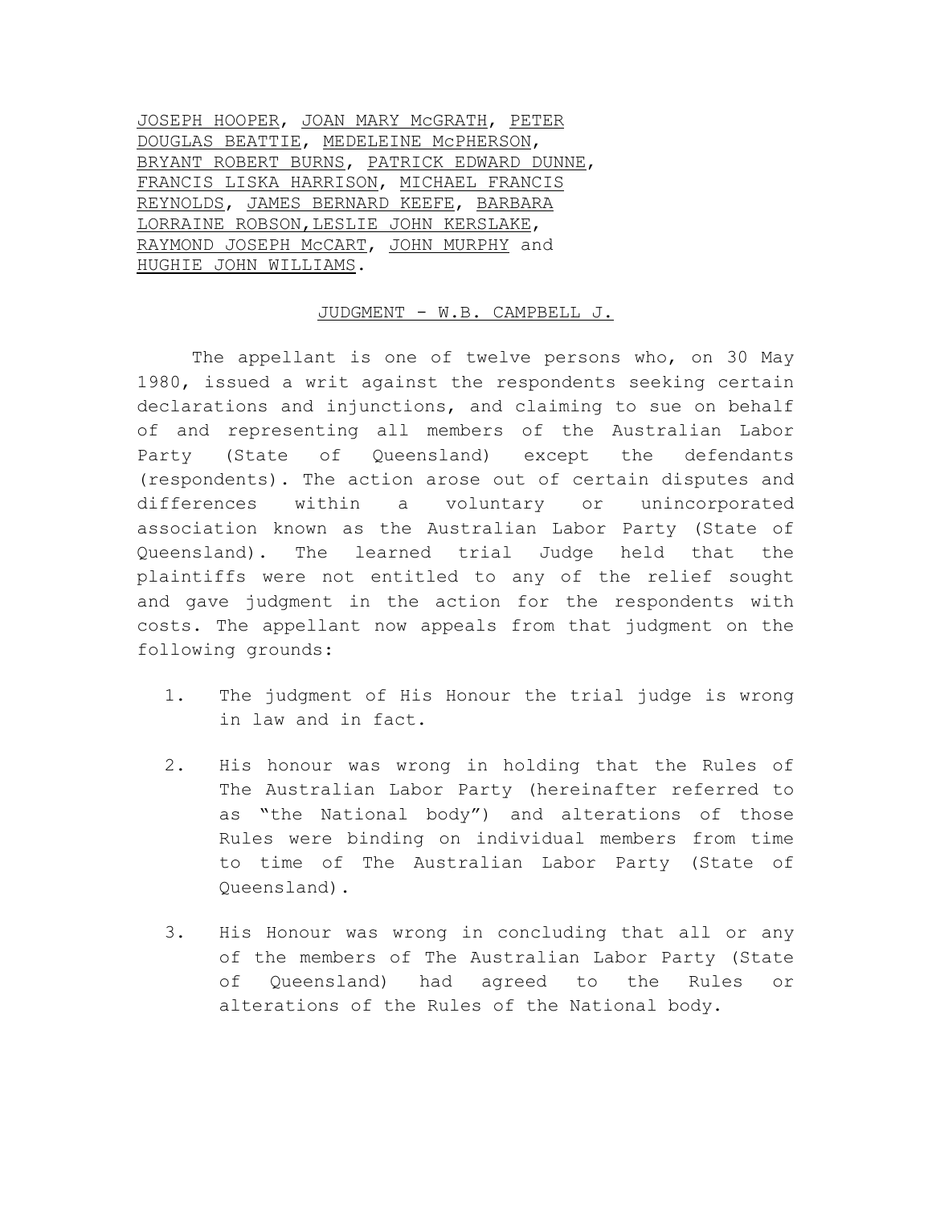<u>JOSEPH HOOPER</u>, <u>JOAN MARY McGRATH</u>, <u>PETER DOUGLAS BEATTIE</u>, <u>MEDELEINE McPHERSON</u>, <u>BRYANT ROBERT BURNS</u>, <u>PATRICK EDWARD DUNNE</u>, <u>FRANCIS LISKA HARRISON</u>, <u>MICHAEL FRANCIS REYNOLDS</u>, <u>JAMES BERNARD KEEFE</u>, <u>BARBARA LORRAINE ROBSON</u>,<u>LESLIE JOHN KERSLAKE</u>, <u>RAYMOND JOSEPH McCART</u>, <u>JOHN MURPHY</u> and <u>HUGHIE JOHN WILLIAMS</u>.

<u>JUDGMENT - W.B. CAMPBELL J.</u>

The appellant is one of twelve persons who, on 30 May 1980, issued a writ against the respondents seeking certain declarations and injunctions, and claiming to sue on behalf of and representing all members of the Australian Labor Party (State of Queensland) except the defendants (respondents). The action arose out of certain disputes and differences within a voluntary or unincorporated association known as the Australian Labor Party (State of Queensland). The learned trial Judge held that the plaintiffs were not entitled to any of the relief sought and gave judgment in the action for the respondents with costs. The appellant now appeals from that judgment on the following grounds:

1. The judgment of His Honour the trial judge is wrong in law and in fact.

2. His honour was wrong in holding that the Rules of The Australian Labor Party (hereinafter referred to as "the National body") and alterations of those Rules were binding on individual members from time to time of The Australian Labor Party (State of Queensland).

3. His Honour was wrong in concluding that all or any of the members of The Australian Labor Party (State of Queensland) had agreed to the Rules or alterations of the Rules of the National body.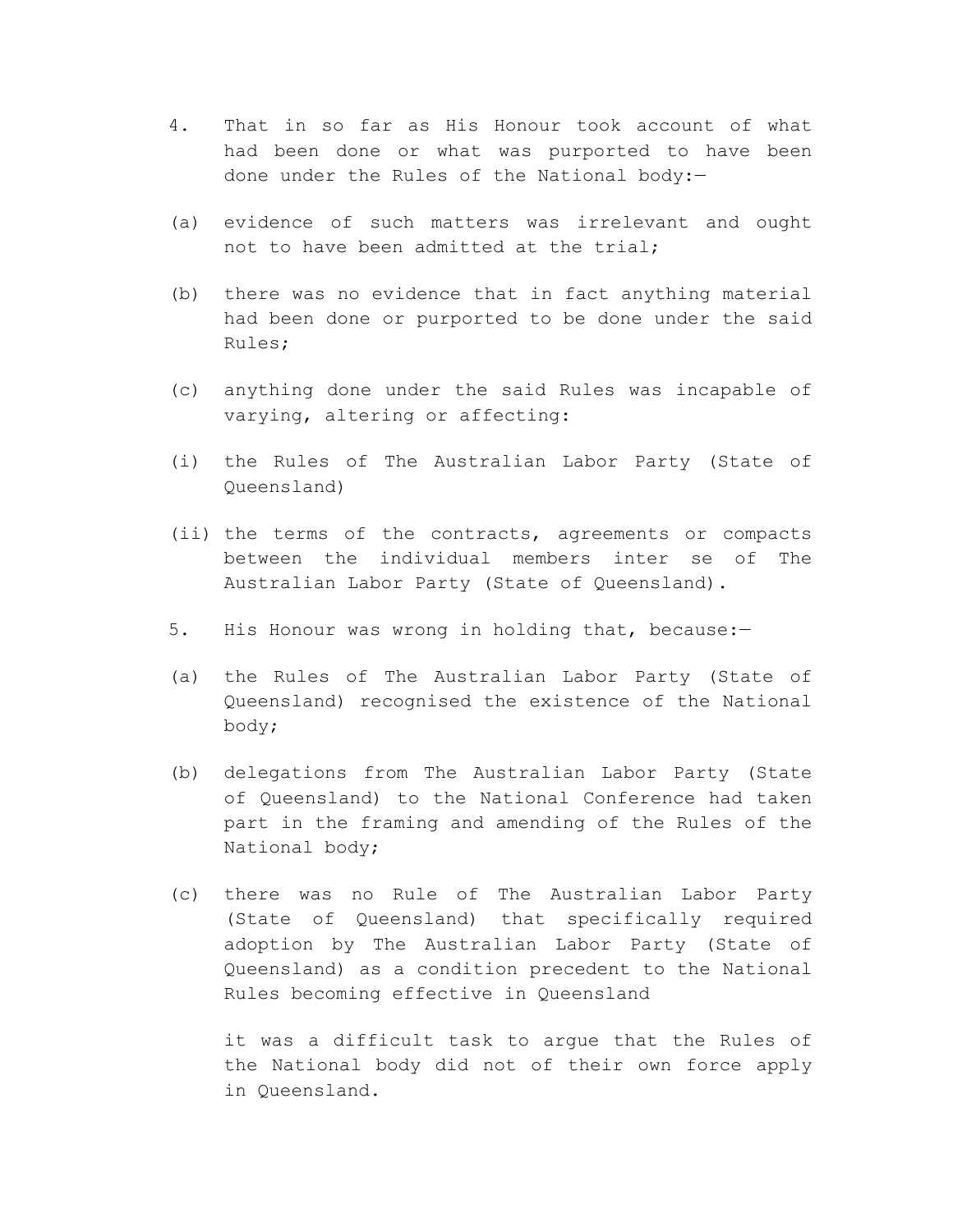4. That in so far as His Honour took account of what had been done or what was purported to have been done under the Rules of the National body:—

(a) evidence of such matters was irrelevant and ought not to have been admitted at the trial;

(b) there was no evidence that in fact anything material had been done or purported to be done under the said Rules;

(c) anything done under the said Rules was incapable of varying, altering or affecting:

(i) the Rules of The Australian Labor Party (State of Queensland)

(ii) the terms of the contracts, agreements or compacts between the individual members inter se of The Australian Labor Party (State of Queensland).

5. His Honour was wrong in holding that, because:—

(a) the Rules of The Australian Labor Party (State of Queensland) recognised the existence of the National body;

(b) delegations from The Australian Labor Party (State of Queensland) to the National Conference had taken part in the framing and amending of the Rules of the National body;

(c) there was no Rule of The Australian Labor Party (State of Queensland) that specifically required adoption by The Australian Labor Party (State of Queensland) as a condition precedent to the National Rules becoming effective in Queensland

it was a difficult task to argue that the Rules of the National body did not of their own force apply in Queensland.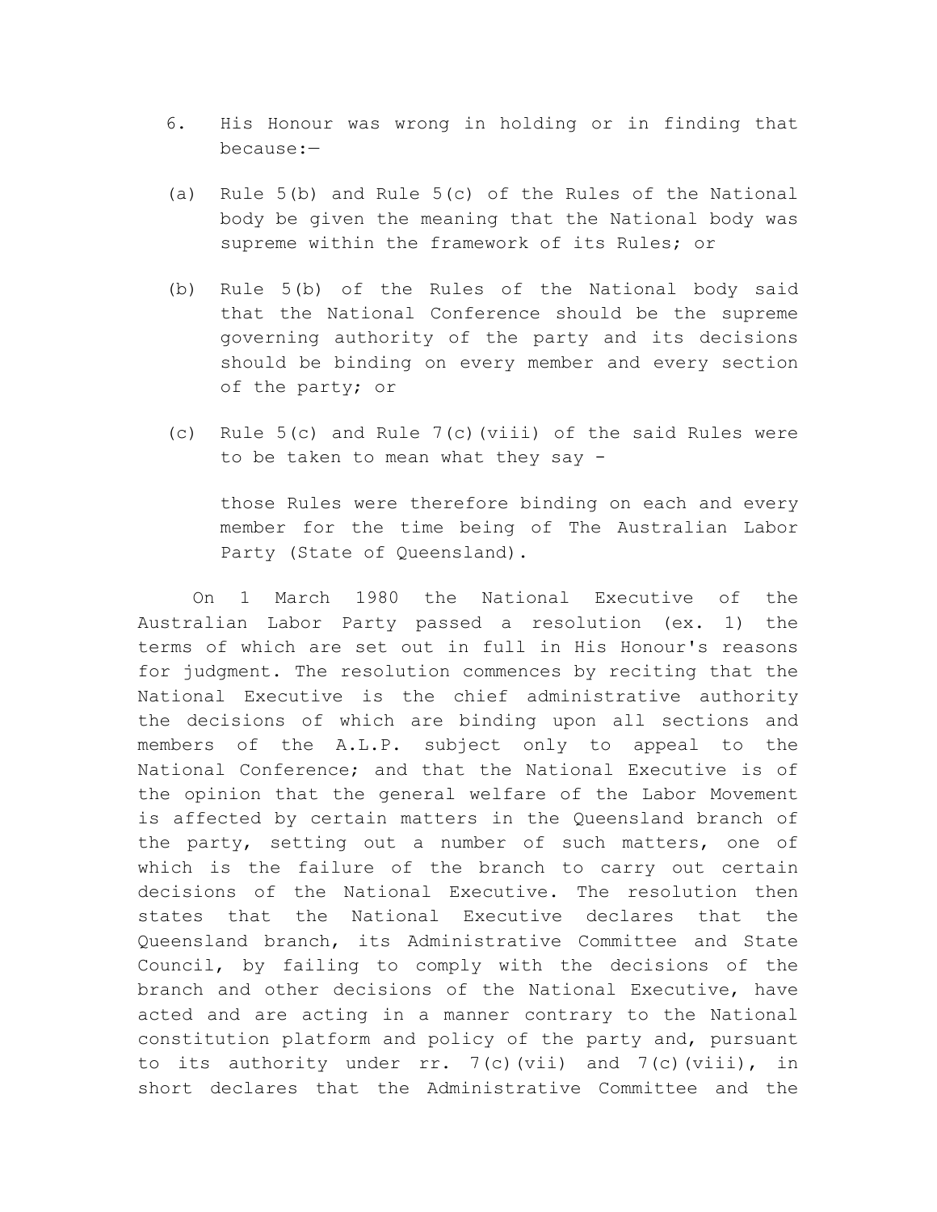6. His Honour was wrong in holding or in finding that because:—

   (a) Rule 5(b) and Rule 5(c) of the Rules of the National body be given the meaning that the National body was supreme within the framework of its Rules; or

   (b) Rule 5(b) of the Rules of the National body said that the National Conference should be the supreme governing authority of the party and its decisions should be binding on every member and every section of the party; or

   (c) Rule 5(c) and Rule 7(c)(viii) of the said Rules were to be taken to mean what they say -

   those Rules were therefore binding on each and every member for the time being of The Australian Labor Party (State of Queensland).

On 1 March 1980 the National Executive of the Australian Labor Party passed a resolution (ex. 1) the terms of which are set out in full in His Honour's reasons for judgment. The resolution commences by reciting that the National Executive is the chief administrative authority the decisions of which are binding upon all sections and members of the A.L.P. subject only to appeal to the National Conference; and that the National Executive is of the opinion that the general welfare of the Labor Movement is affected by certain matters in the Queensland branch of the party, setting out a number of such matters, one of which is the failure of the branch to carry out certain decisions of the National Executive. The resolution then states that the National Executive declares that the Queensland branch, its Administrative Committee and State Council, by failing to comply with the decisions of the branch and other decisions of the National Executive, have acted and are acting in a manner contrary to the National constitution platform and policy of the party and, pursuant to its authority under rr. 7(c)(vii) and 7(c)(viii), in short declares that the Administrative Committee and the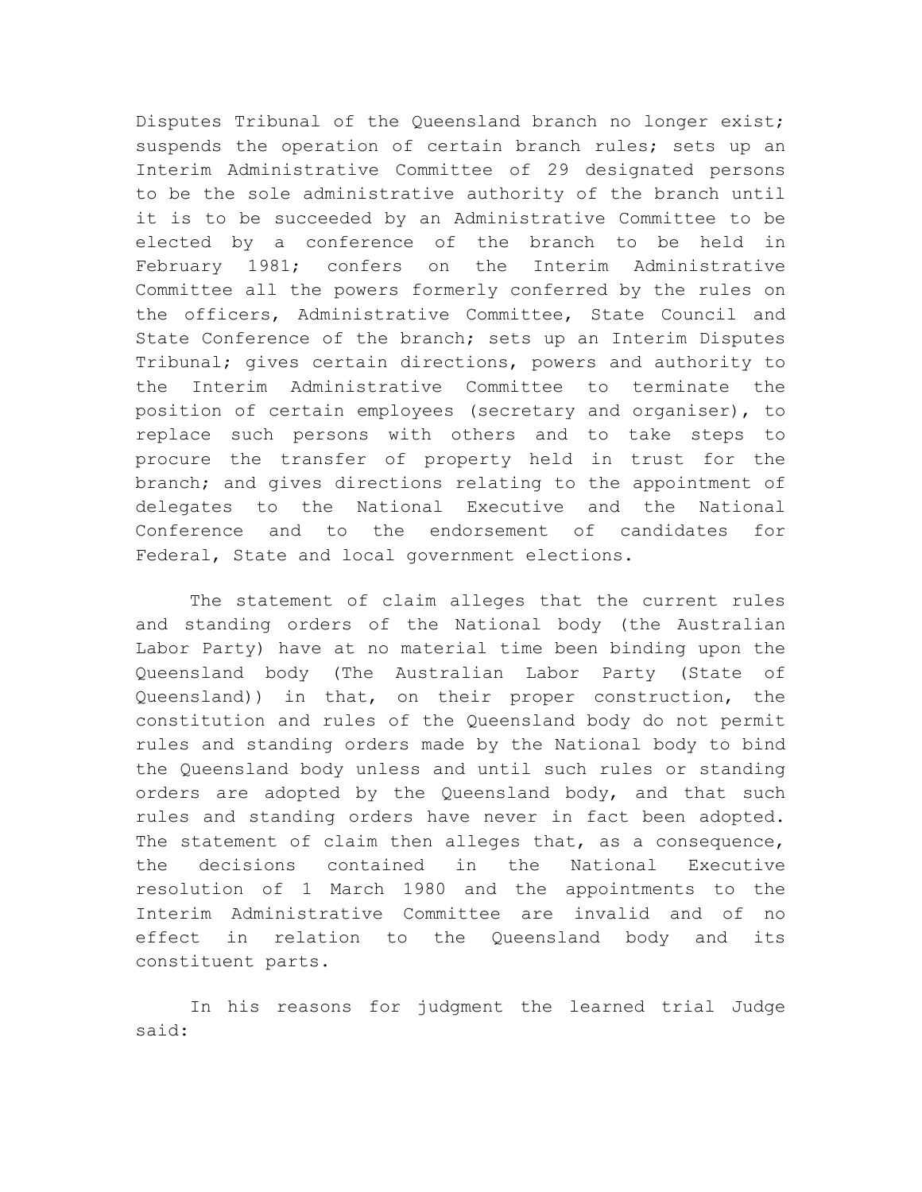Disputes Tribunal of the Queensland branch no longer exist; suspends the operation of certain branch rules; sets up an Interim Administrative Committee of 29 designated persons to be the sole administrative authority of the branch until it is to be succeeded by an Administrative Committee to be elected by a conference of the branch to be held in February 1981; confers on the Interim Administrative Committee all the powers formerly conferred by the rules on the officers, Administrative Committee, State Council and State Conference of the branch; sets up an Interim Disputes Tribunal; gives certain directions, powers and authority to the Interim Administrative Committee to terminate the position of certain employees (secretary and organiser), to replace such persons with others and to take steps to procure the transfer of property held in trust for the branch; and gives directions relating to the appointment of delegates to the National Executive and the National Conference and to the endorsement of candidates for Federal, State and local government elections.

The statement of claim alleges that the current rules and standing orders of the National body (the Australian Labor Party) have at no material time been binding upon the Queensland body (The Australian Labor Party (State of Queensland)) in that, on their proper construction, the constitution and rules of the Queensland body do not permit rules and standing orders made by the National body to bind the Queensland body unless and until such rules or standing orders are adopted by the Queensland body, and that such rules and standing orders have never in fact been adopted. The statement of claim then alleges that, as a consequence, the decisions contained in the National Executive resolution of 1 March 1980 and the appointments to the Interim Administrative Committee are invalid and of no effect in relation to the Queensland body and its constituent parts.

In his reasons for judgment the learned trial Judge said: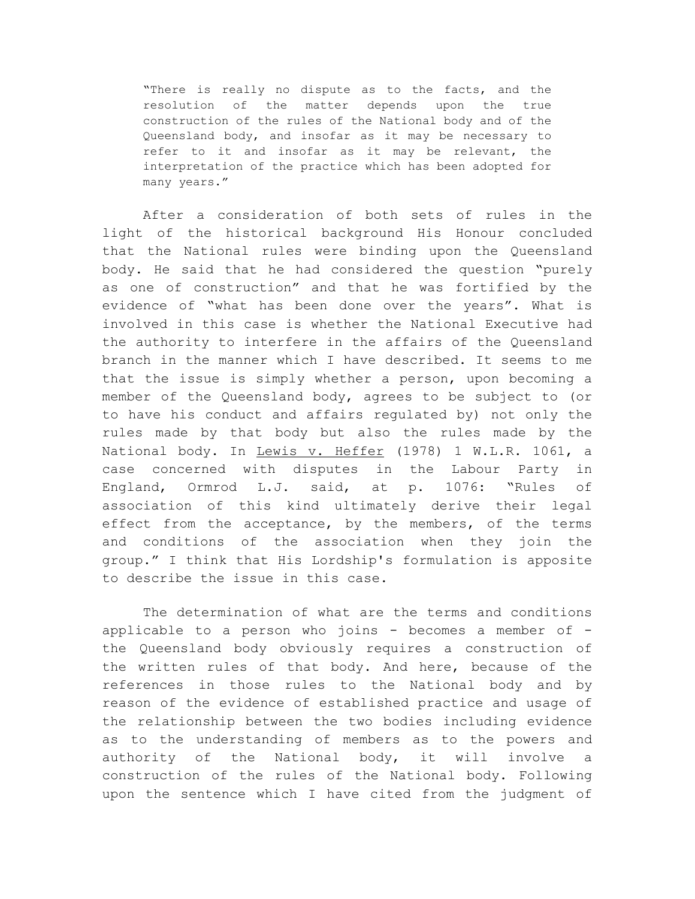> "There is really no dispute as to the facts, and the resolution of the matter depends upon the true construction of the rules of the National body and of the Queensland body, and insofar as it may be necessary to refer to it and insofar as it may be relevant, the interpretation of the practice which has been adopted for many years."

After a consideration of both sets of rules in the light of the historical background His Honour concluded that the National rules were binding upon the Queensland body. He said that he had considered the question "purely as one of construction" and that he was fortified by the evidence of "what has been done over the years". What is involved in this case is whether the National Executive had the authority to interfere in the affairs of the Queensland branch in the manner which I have described. It seems to me that the issue is simply whether a person, upon becoming a member of the Queensland body, agrees to be subject to (or to have his conduct and affairs regulated by) not only the rules made by that body but also the rules made by the National body. In Lewis v. Heffer (1978) 1 W.L.R. 1061, a case concerned with disputes in the Labour Party in England, Ormrod L.J. said, at p. 1076: "Rules of association of this kind ultimately derive their legal effect from the acceptance, by the members, of the terms and conditions of the association when they join the group." I think that His Lordship's formulation is apposite to describe the issue in this case.

The determination of what are the terms and conditions applicable to a person who joins - becomes a member of - the Queensland body obviously requires a construction of the written rules of that body. And here, because of the references in those rules to the National body and by reason of the evidence of established practice and usage of the relationship between the two bodies including evidence as to the understanding of members as to the powers and authority of the National body, it will involve a construction of the rules of the National body. Following upon the sentence which I have cited from the judgment of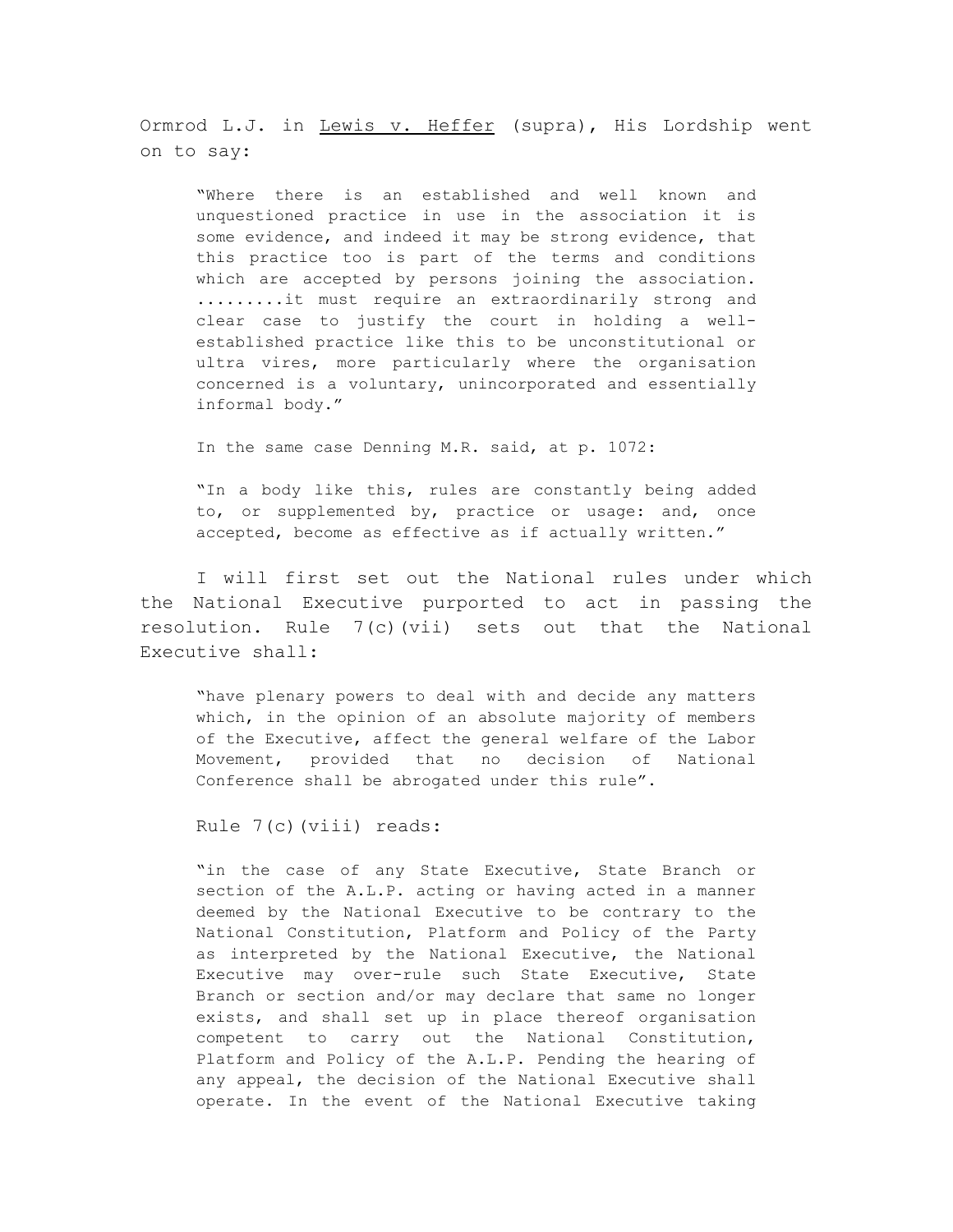Ormrod L.J. in Lewis v. Heffer (supra), His Lordship went on to say:

> "Where there is an established and well known and unquestioned practice in use in the association it is some evidence, and indeed it may be strong evidence, that this practice too is part of the terms and conditions which are accepted by persons joining the association. .........it must require an extraordinarily strong and clear case to justify the court in holding a well-established practice like this to be unconstitutional or ultra vires, more particularly where the organisation concerned is a voluntary, unincorporated and essentially informal body."

In the same case Denning M.R. said, at p. 1072:

> "In a body like this, rules are constantly being added to, or supplemented by, practice or usage: and, once accepted, become as effective as if actually written."

I will first set out the National rules under which the National Executive purported to act in passing the resolution. Rule 7(c)(vii) sets out that the National Executive shall:

> "have plenary powers to deal with and decide any matters which, in the opinion of an absolute majority of members of the Executive, affect the general welfare of the Labor Movement, provided that no decision of National Conference shall be abrogated under this rule".

Rule 7(c)(viii) reads:

> "in the case of any State Executive, State Branch or section of the A.L.P. acting or having acted in a manner deemed by the National Executive to be contrary to the National Constitution, Platform and Policy of the Party as interpreted by the National Executive, the National Executive may over-rule such State Executive, State Branch or section and/or may declare that same no longer exists, and shall set up in place thereof organisation competent to carry out the National Constitution, Platform and Policy of the A.L.P. Pending the hearing of any appeal, the decision of the National Executive shall operate. In the event of the National Executive taking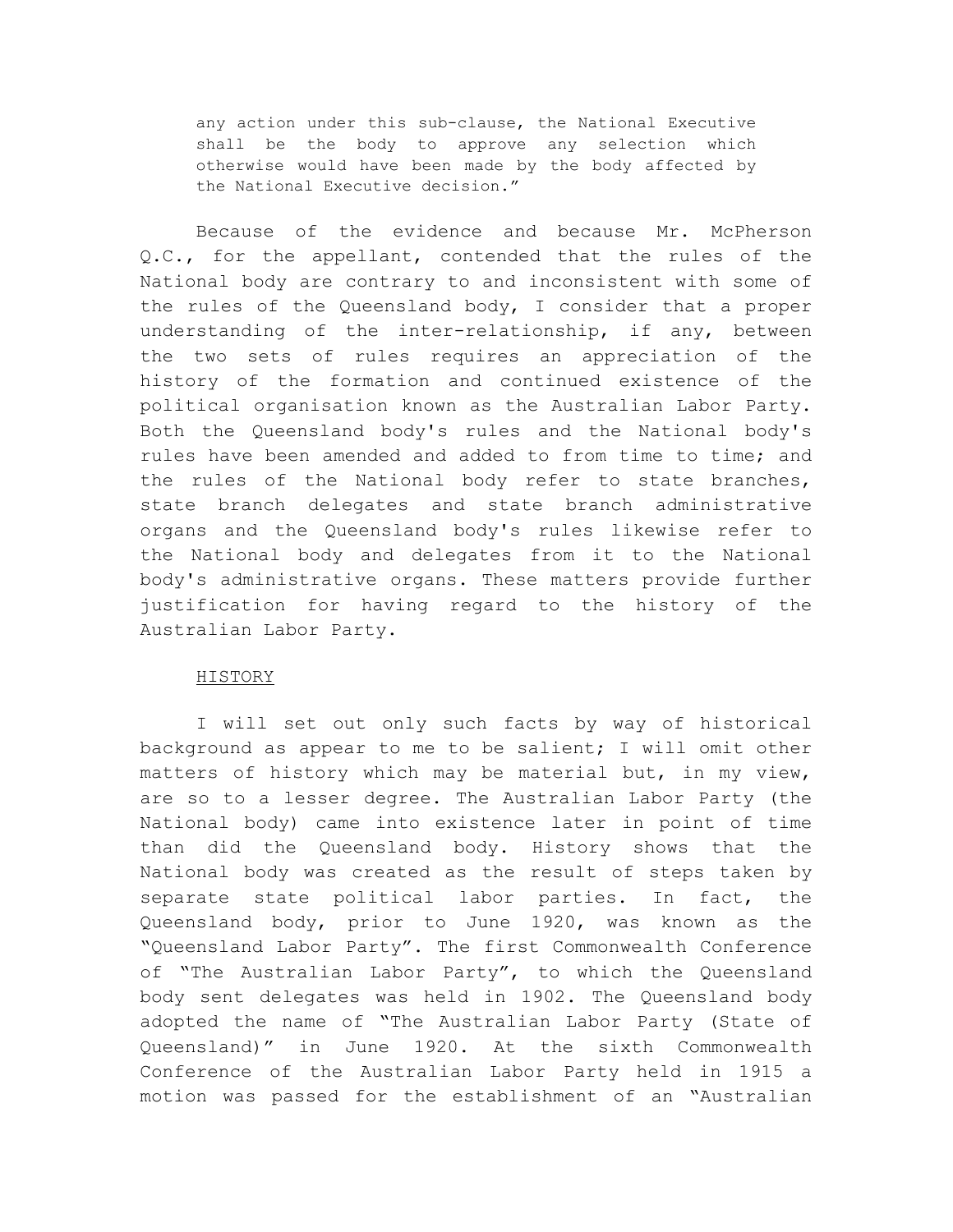> any action under this sub-clause, the National Executive shall be the body to approve any selection which otherwise would have been made by the body affected by the National Executive decision."

Because of the evidence and because Mr. McPherson Q.C., for the appellant, contended that the rules of the National body are contrary to and inconsistent with some of the rules of the Queensland body, I consider that a proper understanding of the inter-relationship, if any, between the two sets of rules requires an appreciation of the history of the formation and continued existence of the political organisation known as the Australian Labor Party. Both the Queensland body's rules and the National body's rules have been amended and added to from time to time; and the rules of the National body refer to state branches, state branch delegates and state branch administrative organs and the Queensland body's rules likewise refer to the National body and delegates from it to the National body's administrative organs. These matters provide further justification for having regard to the history of the Australian Labor Party.

HISTORY

I will set out only such facts by way of historical background as appear to me to be salient; I will omit other matters of history which may be material but, in my view, are so to a lesser degree. The Australian Labor Party (the National body) came into existence later in point of time than did the Queensland body. History shows that the National body was created as the result of steps taken by separate state political labor parties. In fact, the Queensland body, prior to June 1920, was known as the "Queensland Labor Party". The first Commonwealth Conference of "The Australian Labor Party", to which the Queensland body sent delegates was held in 1902. The Queensland body adopted the name of "The Australian Labor Party (State of Queensland)" in June 1920. At the sixth Commonwealth Conference of the Australian Labor Party held in 1915 a motion was passed for the establishment of an "Australian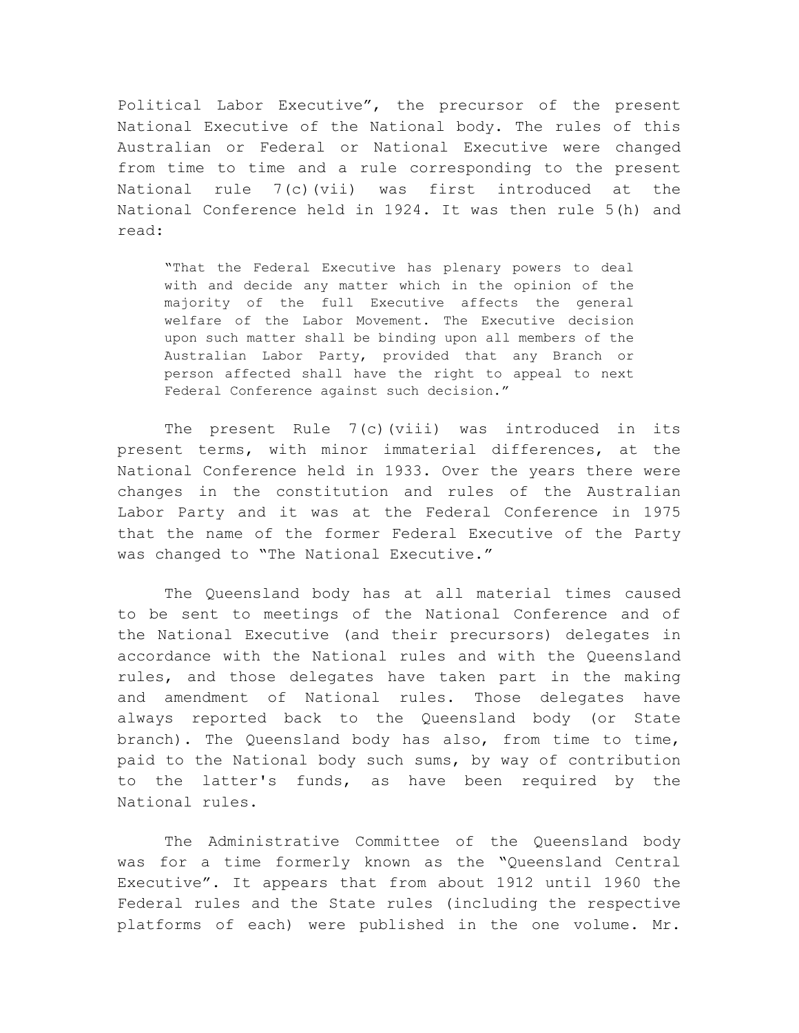Political Labor Executive", the precursor of the present National Executive of the National body. The rules of this Australian or Federal or National Executive were changed from time to time and a rule corresponding to the present National rule 7(c)(vii) was first introduced at the National Conference held in 1924. It was then rule 5(h) and read:

> "That the Federal Executive has plenary powers to deal with and decide any matter which in the opinion of the majority of the full Executive affects the general welfare of the Labor Movement. The Executive decision upon such matter shall be binding upon all members of the Australian Labor Party, provided that any Branch or person affected shall have the right to appeal to next Federal Conference against such decision."

The present Rule 7(c)(viii) was introduced in its present terms, with minor immaterial differences, at the National Conference held in 1933. Over the years there were changes in the constitution and rules of the Australian Labor Party and it was at the Federal Conference in 1975 that the name of the former Federal Executive of the Party was changed to "The National Executive."

The Queensland body has at all material times caused to be sent to meetings of the National Conference and of the National Executive (and their precursors) delegates in accordance with the National rules and with the Queensland rules, and those delegates have taken part in the making and amendment of National rules. Those delegates have always reported back to the Queensland body (or State branch). The Queensland body has also, from time to time, paid to the National body such sums, by way of contribution to the latter's funds, as have been required by the National rules.

The Administrative Committee of the Queensland body was for a time formerly known as the "Queensland Central Executive". It appears that from about 1912 until 1960 the Federal rules and the State rules (including the respective platforms of each) were published in the one volume. Mr.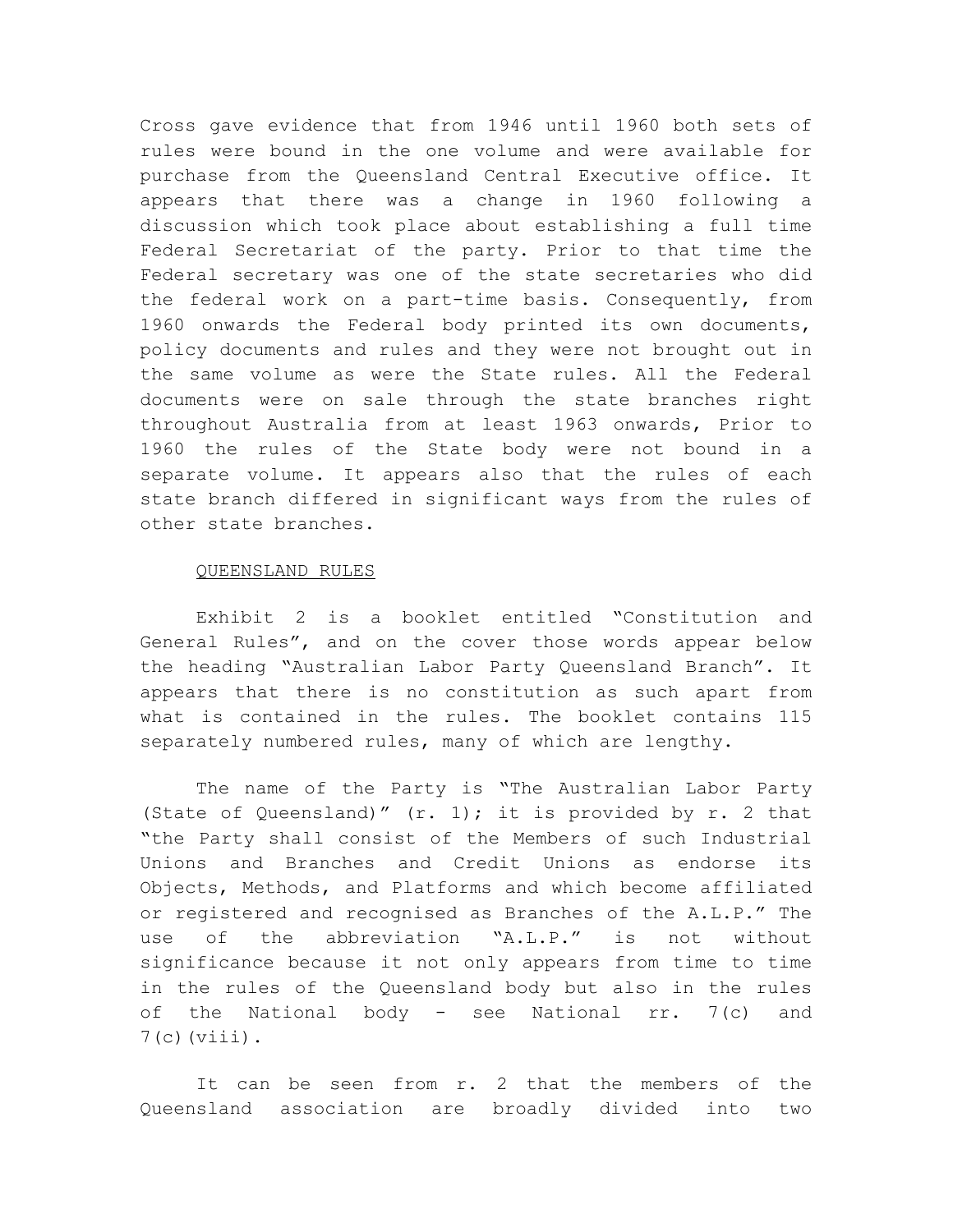Cross gave evidence that from 1946 until 1960 both sets of rules were bound in the one volume and were available for purchase from the Queensland Central Executive office. It appears that there was a change in 1960 following a discussion which took place about establishing a full time Federal Secretariat of the party. Prior to that time the Federal secretary was one of the state secretaries who did the federal work on a part-time basis. Consequently, from 1960 onwards the Federal body printed its own documents, policy documents and rules and they were not brought out in the same volume as were the State rules. All the Federal documents were on sale through the state branches right throughout Australia from at least 1963 onwards, Prior to 1960 the rules of the State body were not bound in a separate volume. It appears also that the rules of each state branch differed in significant ways from the rules of other state branches.

QUEENSLAND RULES

Exhibit 2 is a booklet entitled "Constitution and General Rules", and on the cover those words appear below the heading "Australian Labor Party Queensland Branch". It appears that there is no constitution as such apart from what is contained in the rules. The booklet contains 115 separately numbered rules, many of which are lengthy.

The name of the Party is "The Australian Labor Party (State of Queensland)" (r. 1); it is provided by r. 2 that "the Party shall consist of the Members of such Industrial Unions and Branches and Credit Unions as endorse its Objects, Methods, and Platforms and which become affiliated or registered and recognised as Branches of the A.L.P." The use of the abbreviation "A.L.P." is not without significance because it not only appears from time to time in the rules of the Queensland body but also in the rules of the National body - see National rr. 7(c) and 7(c)(viii).

It can be seen from r. 2 that the members of the Queensland association are broadly divided into two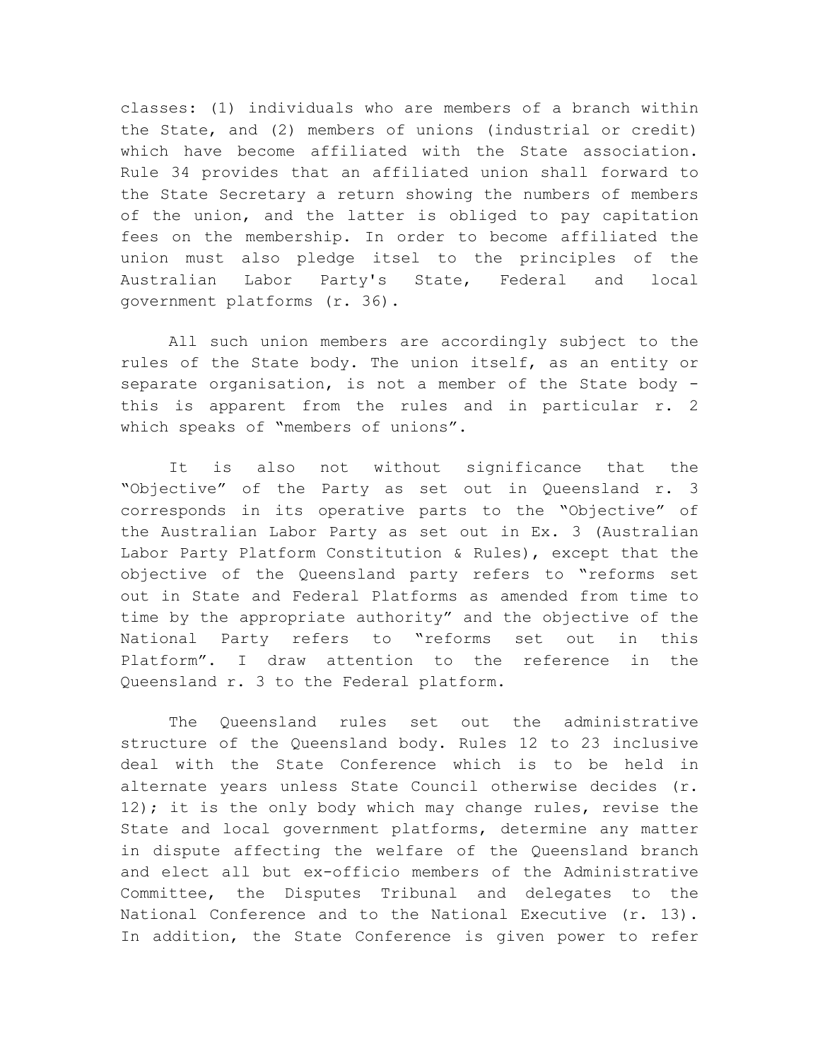classes: (1) individuals who are members of a branch within the State, and (2) members of unions (industrial or credit) which have become affiliated with the State association. Rule 34 provides that an affiliated union shall forward to the State Secretary a return showing the numbers of members of the union, and the latter is obliged to pay capitation fees on the membership. In order to become affiliated the union must also pledge itsel to the principles of the Australian Labor Party's State, Federal and local government platforms (r. 36).

All such union members are accordingly subject to the rules of the State body. The union itself, as an entity or separate organisation, is not a member of the State body - this is apparent from the rules and in particular r. 2 which speaks of "members of unions".

It is also not without significance that the "Objective" of the Party as set out in Queensland r. 3 corresponds in its operative parts to the "Objective" of the Australian Labor Party as set out in Ex. 3 (Australian Labor Party Platform Constitution & Rules), except that the objective of the Queensland party refers to "reforms set out in State and Federal Platforms as amended from time to time by the appropriate authority" and the objective of the National Party refers to "reforms set out in this Platform". I draw attention to the reference in the Queensland r. 3 to the Federal platform.

The Queensland rules set out the administrative structure of the Queensland body. Rules 12 to 23 inclusive deal with the State Conference which is to be held in alternate years unless State Council otherwise decides (r. 12); it is the only body which may change rules, revise the State and local government platforms, determine any matter in dispute affecting the welfare of the Queensland branch and elect all but ex-officio members of the Administrative Committee, the Disputes Tribunal and delegates to the National Conference and to the National Executive (r. 13). In addition, the State Conference is given power to refer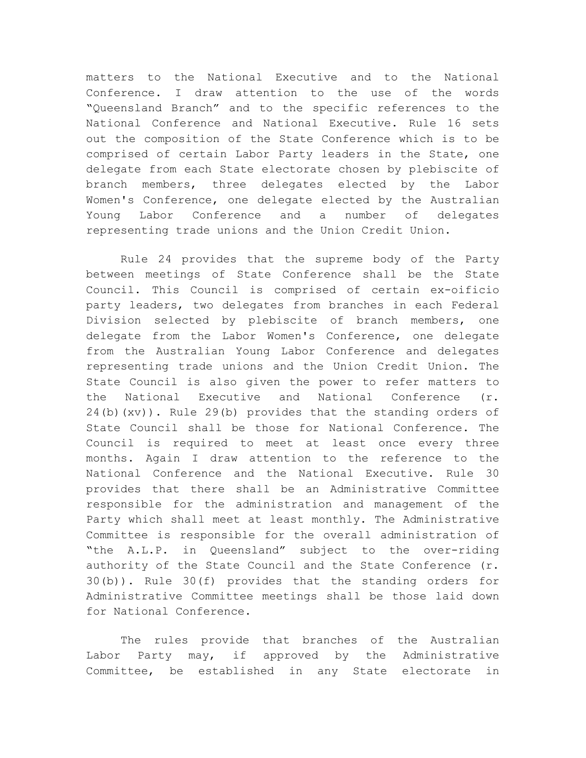matters to the National Executive and to the National Conference. I draw attention to the use of the words "Queensland Branch" and to the specific references to the National Conference and National Executive. Rule 16 sets out the composition of the State Conference which is to be comprised of certain Labor Party leaders in the State, one delegate from each State electorate chosen by plebiscite of branch members, three delegates elected by the Labor Women's Conference, one delegate elected by the Australian Young Labor Conference and a number of delegates representing trade unions and the Union Credit Union.

Rule 24 provides that the supreme body of the Party between meetings of State Conference shall be the State Council. This Council is comprised of certain ex-oificio party leaders, two delegates from branches in each Federal Division selected by plebiscite of branch members, one delegate from the Labor Women's Conference, one delegate from the Australian Young Labor Conference and delegates representing trade unions and the Union Credit Union. The State Council is also given the power to refer matters to the National Executive and National Conference (r. 24(b)(xv)). Rule 29(b) provides that the standing orders of State Council shall be those for National Conference. The Council is required to meet at least once every three months. Again I draw attention to the reference to the National Conference and the National Executive. Rule 30 provides that there shall be an Administrative Committee responsible for the administration and management of the Party which shall meet at least monthly. The Administrative Committee is responsible for the overall administration of "the A.L.P. in Queensland" subject to the over-riding authority of the State Council and the State Conference (r. 30(b)). Rule 30(f) provides that the standing orders for Administrative Committee meetings shall be those laid down for National Conference.

The rules provide that branches of the Australian Labor Party may, if approved by the Administrative Committee, be established in any State electorate in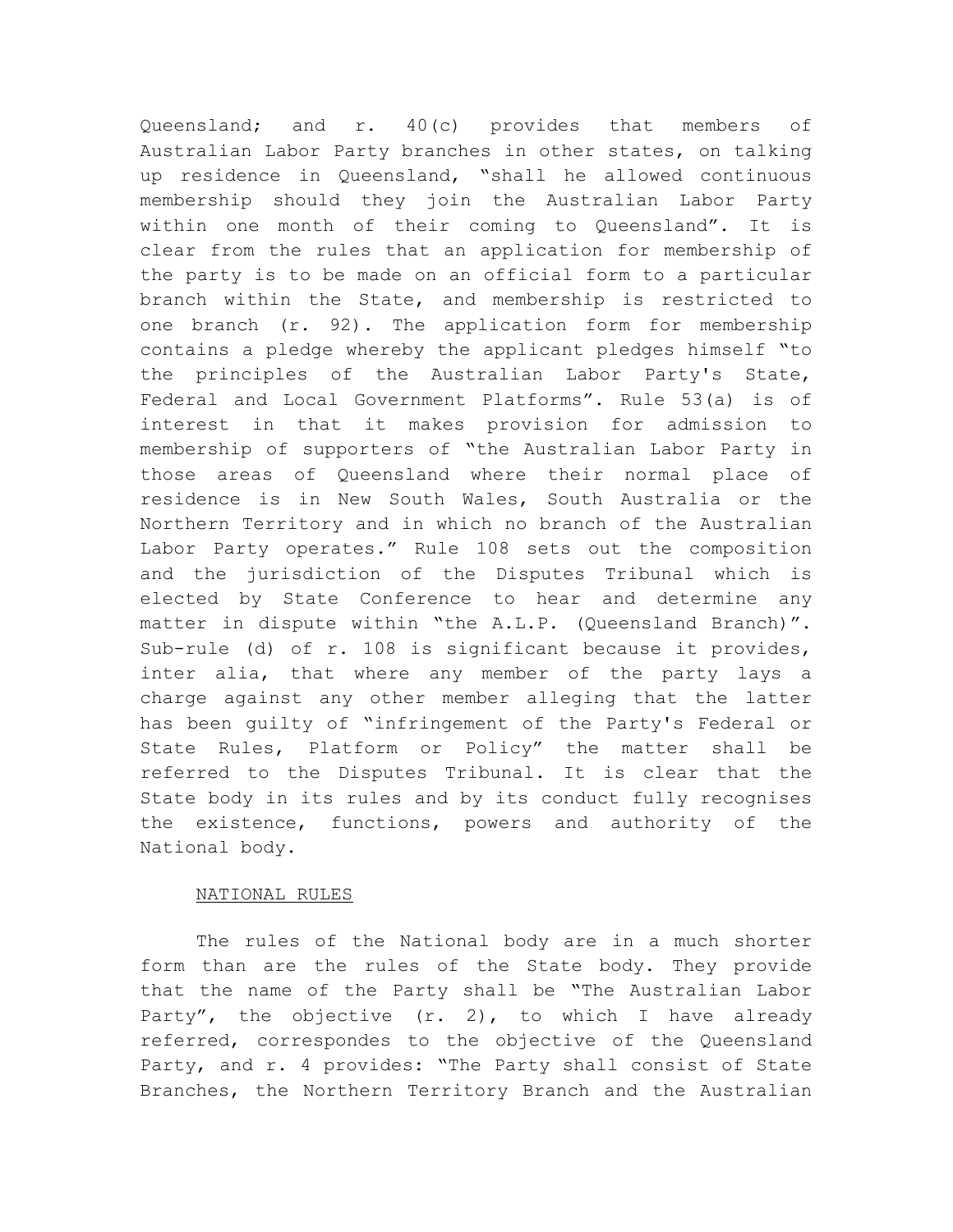Queensland; and r. 40(c) provides that members of Australian Labor Party branches in other states, on talking up residence in Queensland, "shall he allowed continuous membership should they join the Australian Labor Party within one month of their coming to Queensland". It is clear from the rules that an application for membership of the party is to be made on an official form to a particular branch within the State, and membership is restricted to one branch (r. 92). The application form for membership contains a pledge whereby the applicant pledges himself "to the principles of the Australian Labor Party's State, Federal and Local Government Platforms". Rule 53(a) is of interest in that it makes provision for admission to membership of supporters of "the Australian Labor Party in those areas of Queensland where their normal place of residence is in New South Wales, South Australia or the Northern Territory and in which no branch of the Australian Labor Party operates." Rule 108 sets out the composition and the jurisdiction of the Disputes Tribunal which is elected by State Conference to hear and determine any matter in dispute within "the A.L.P. (Queensland Branch)". Sub-rule (d) of r. 108 is significant because it provides, inter alia, that where any member of the party lays a charge against any other member alleging that the latter has been guilty of "infringement of the Party's Federal or State Rules, Platform or Policy" the matter shall be referred to the Disputes Tribunal. It is clear that the State body in its rules and by its conduct fully recognises the existence, functions, powers and authority of the National body.

NATIONAL RULES

The rules of the National body are in a much shorter form than are the rules of the State body. They provide that the name of the Party shall be "The Australian Labor Party", the objective (r. 2), to which I have already referred, correspondes to the objective of the Queensland Party, and r. 4 provides: "The Party shall consist of State Branches, the Northern Territory Branch and the Australian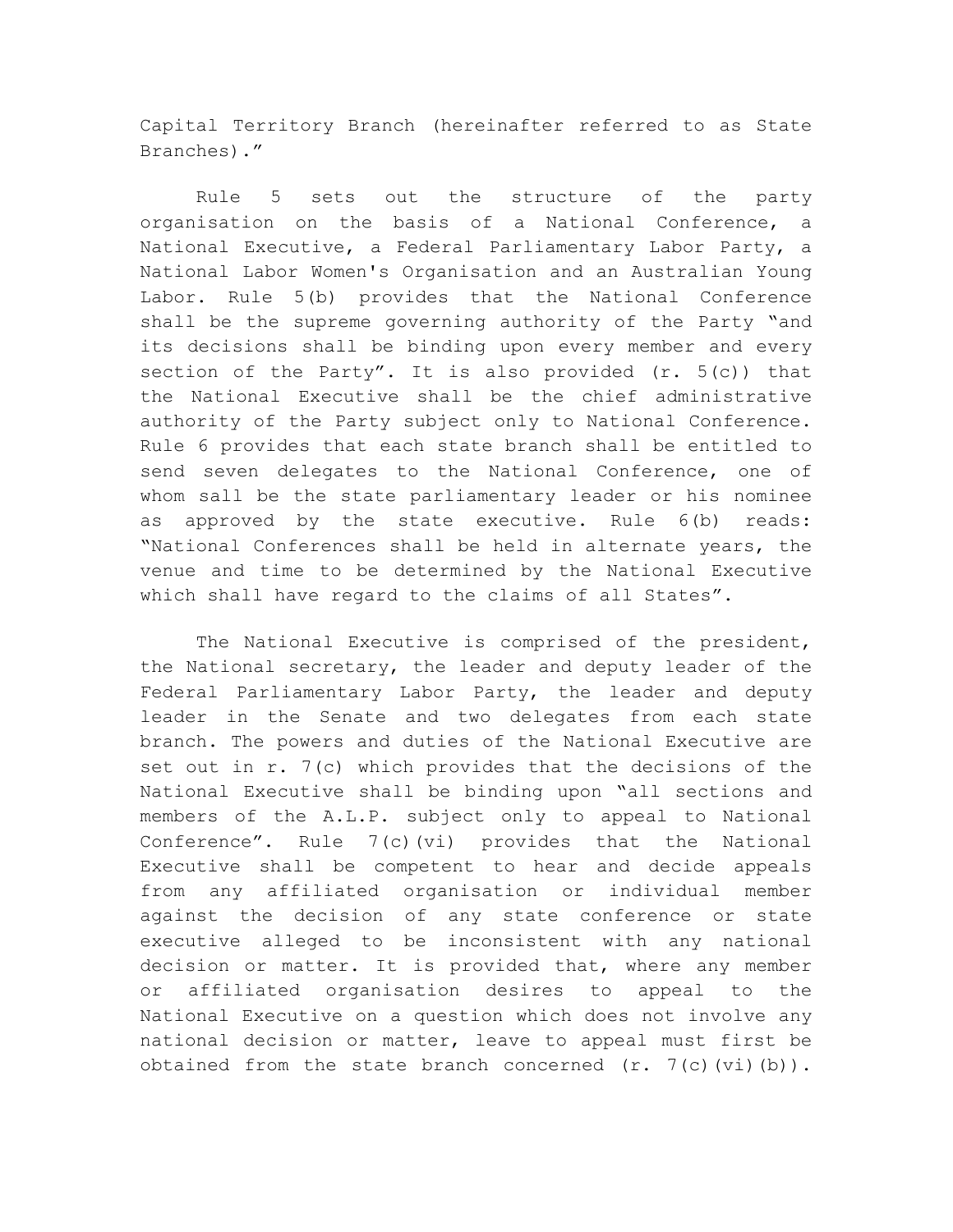Capital Territory Branch (hereinafter referred to as State Branches)."

Rule 5 sets out the structure of the party organisation on the basis of a National Conference, a National Executive, a Federal Parliamentary Labor Party, a National Labor Women's Organisation and an Australian Young Labor. Rule 5(b) provides that the National Conference shall be the supreme governing authority of the Party "and its decisions shall be binding upon every member and every section of the Party". It is also provided (r. 5(c)) that the National Executive shall be the chief administrative authority of the Party subject only to National Conference. Rule 6 provides that each state branch shall be entitled to send seven delegates to the National Conference, one of whom sall be the state parliamentary leader or his nominee as approved by the state executive. Rule 6(b) reads: "National Conferences shall be held in alternate years, the venue and time to be determined by the National Executive which shall have regard to the claims of all States".

The National Executive is comprised of the president, the National secretary, the leader and deputy leader of the Federal Parliamentary Labor Party, the leader and deputy leader in the Senate and two delegates from each state branch. The powers and duties of the National Executive are set out in r. 7(c) which provides that the decisions of the National Executive shall be binding upon "all sections and members of the A.L.P. subject only to appeal to National Conference". Rule 7(c)(vi) provides that the National Executive shall be competent to hear and decide appeals from any affiliated organisation or individual member against the decision of any state conference or state executive alleged to be inconsistent with any national decision or matter. It is provided that, where any member or affiliated organisation desires to appeal to the National Executive on a question which does not involve any national decision or matter, leave to appeal must first be obtained from the state branch concerned (r. 7(c)(vi)(b)).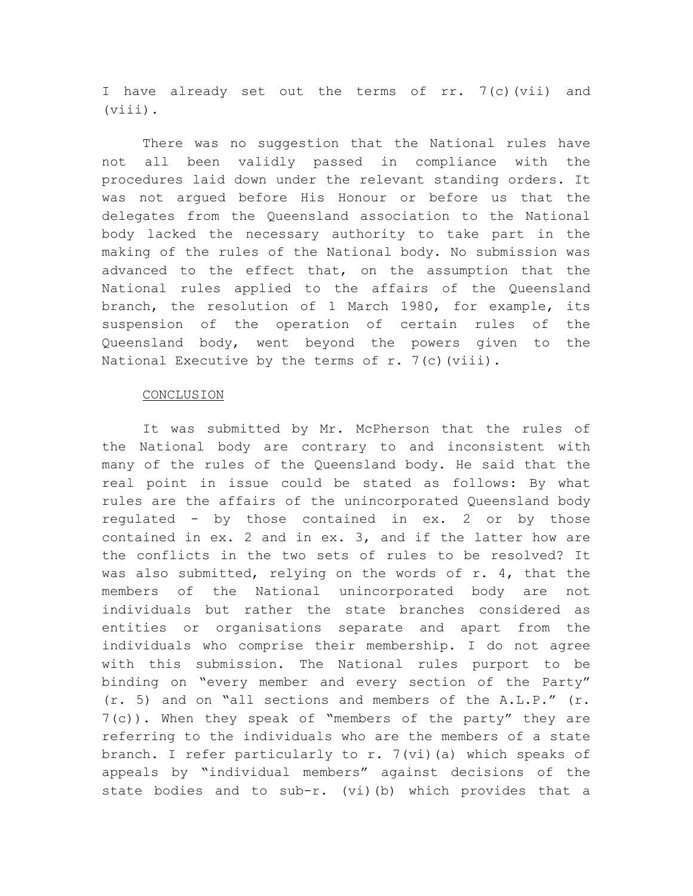I have already set out the terms of rr. 7(c)(vii) and (viii).

There was no suggestion that the National rules have not all been validly passed in compliance with the procedures laid down under the relevant standing orders. It was not argued before His Honour or before us that the delegates from the Queensland association to the National body lacked the necessary authority to take part in the making of the rules of the National body. No submission was advanced to the effect that, on the assumption that the National rules applied to the affairs of the Queensland branch, the resolution of 1 March 1980, for example, its suspension of the operation of certain rules of the Queensland body, went beyond the powers given to the National Executive by the terms of r. 7(c)(viii).

CONCLUSION

It was submitted by Mr. McPherson that the rules of the National body are contrary to and inconsistent with many of the rules of the Queensland body. He said that the real point in issue could be stated as follows: By what rules are the affairs of the unincorporated Queensland body regulated - by those contained in ex. 2 or by those contained in ex. 2 and in ex. 3, and if the latter how are the conflicts in the two sets of rules to be resolved? It was also submitted, relying on the words of r. 4, that the members of the National unincorporated body are not individuals but rather the state branches considered as entities or organisations separate and apart from the individuals who comprise their membership. I do not agree with this submission. The National rules purport to be binding on "every member and every section of the Party" (r. 5) and on "all sections and members of the A.L.P." (r. 7(c)). When they speak of "members of the party" they are referring to the individuals who are the members of a state branch. I refer particularly to r. 7(vi)(a) which speaks of appeals by "individual members" against decisions of the state bodies and to sub-r. (vi)(b) which provides that a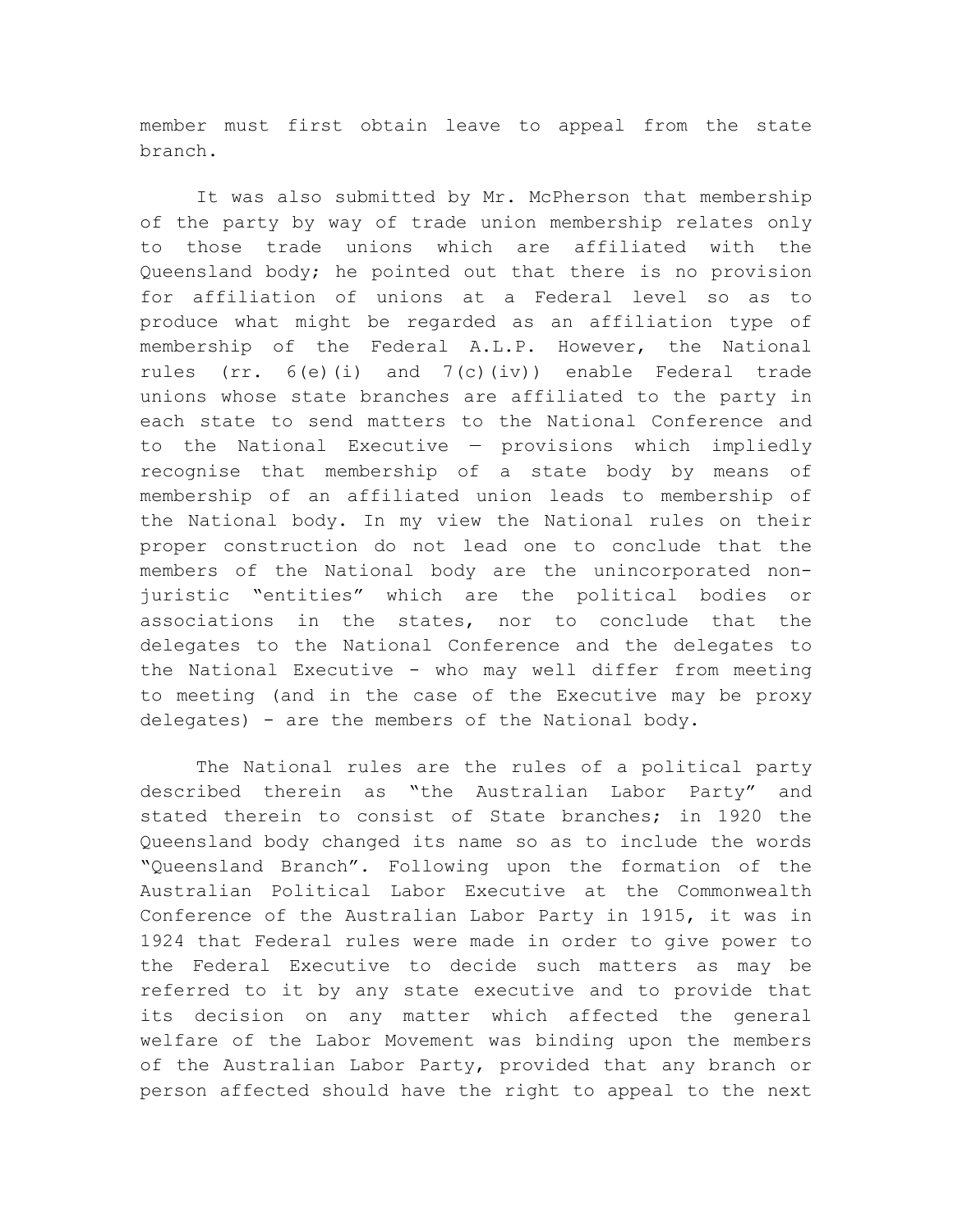member must first obtain leave to appeal from the state branch.

It was also submitted by Mr. McPherson that membership of the party by way of trade union membership relates only to those trade unions which are affiliated with the Queensland body; he pointed out that there is no provision for affiliation of unions at a Federal level so as to produce what might be regarded as an affiliation type of membership of the Federal A.L.P. However, the National rules (rr. 6(e)(i) and 7(c)(iv)) enable Federal trade unions whose state branches are affiliated to the party in each state to send matters to the National Conference and to the National Executive — provisions which impliedly recognise that membership of a state body by means of membership of an affiliated union leads to membership of the National body. In my view the National rules on their proper construction do not lead one to conclude that the members of the National body are the unincorporated non-juristic "entities" which are the political bodies or associations in the states, nor to conclude that the delegates to the National Conference and the delegates to the National Executive - who may well differ from meeting to meeting (and in the case of the Executive may be proxy delegates) - are the members of the National body.

The National rules are the rules of a political party described therein as "the Australian Labor Party" and stated therein to consist of State branches; in 1920 the Queensland body changed its name so as to include the words "Queensland Branch". Following upon the formation of the Australian Political Labor Executive at the Commonwealth Conference of the Australian Labor Party in 1915, it was in 1924 that Federal rules were made in order to give power to the Federal Executive to decide such matters as may be referred to it by any state executive and to provide that its decision on any matter which affected the general welfare of the Labor Movement was binding upon the members of the Australian Labor Party, provided that any branch or person affected should have the right to appeal to the next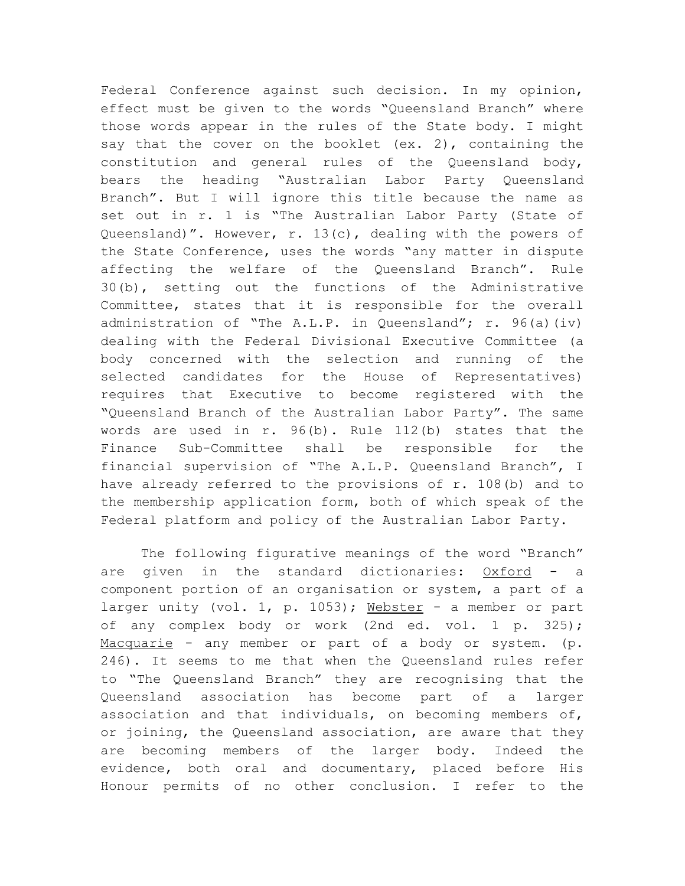Federal Conference against such decision. In my opinion, effect must be given to the words "Queensland Branch" where those words appear in the rules of the State body. I might say that the cover on the booklet (ex. 2), containing the constitution and general rules of the Queensland body, bears the heading "Australian Labor Party Queensland Branch". But I will ignore this title because the name as set out in r. 1 is "The Australian Labor Party (State of Queensland)". However, r. 13(c), dealing with the powers of the State Conference, uses the words "any matter in dispute affecting the welfare of the Queensland Branch". Rule 30(b), setting out the functions of the Administrative Committee, states that it is responsible for the overall administration of "The A.L.P. in Queensland"; r. 96(a)(iv) dealing with the Federal Divisional Executive Committee (a body concerned with the selection and running of the selected candidates for the House of Representatives) requires that Executive to become registered with the "Queensland Branch of the Australian Labor Party". The same words are used in r. 96(b). Rule 112(b) states that the Finance Sub-Committee shall be responsible for the financial supervision of "The A.L.P. Queensland Branch", I have already referred to the provisions of r. 108(b) and to the membership application form, both of which speak of the Federal platform and policy of the Australian Labor Party.

The following figurative meanings of the word "Branch" are given in the standard dictionaries: Oxford - a component portion of an organisation or system, a part of a larger unity (vol. 1, p. 1053); Webster - a member or part of any complex body or work (2nd ed. vol. 1 p. 325); Macquarie - any member or part of a body or system. (p. 246). It seems to me that when the Queensland rules refer to "The Queensland Branch" they are recognising that the Queensland association has become part of a larger association and that individuals, on becoming members of, or joining, the Queensland association, are aware that they are becoming members of the larger body. Indeed the evidence, both oral and documentary, placed before His Honour permits of no other conclusion. I refer to the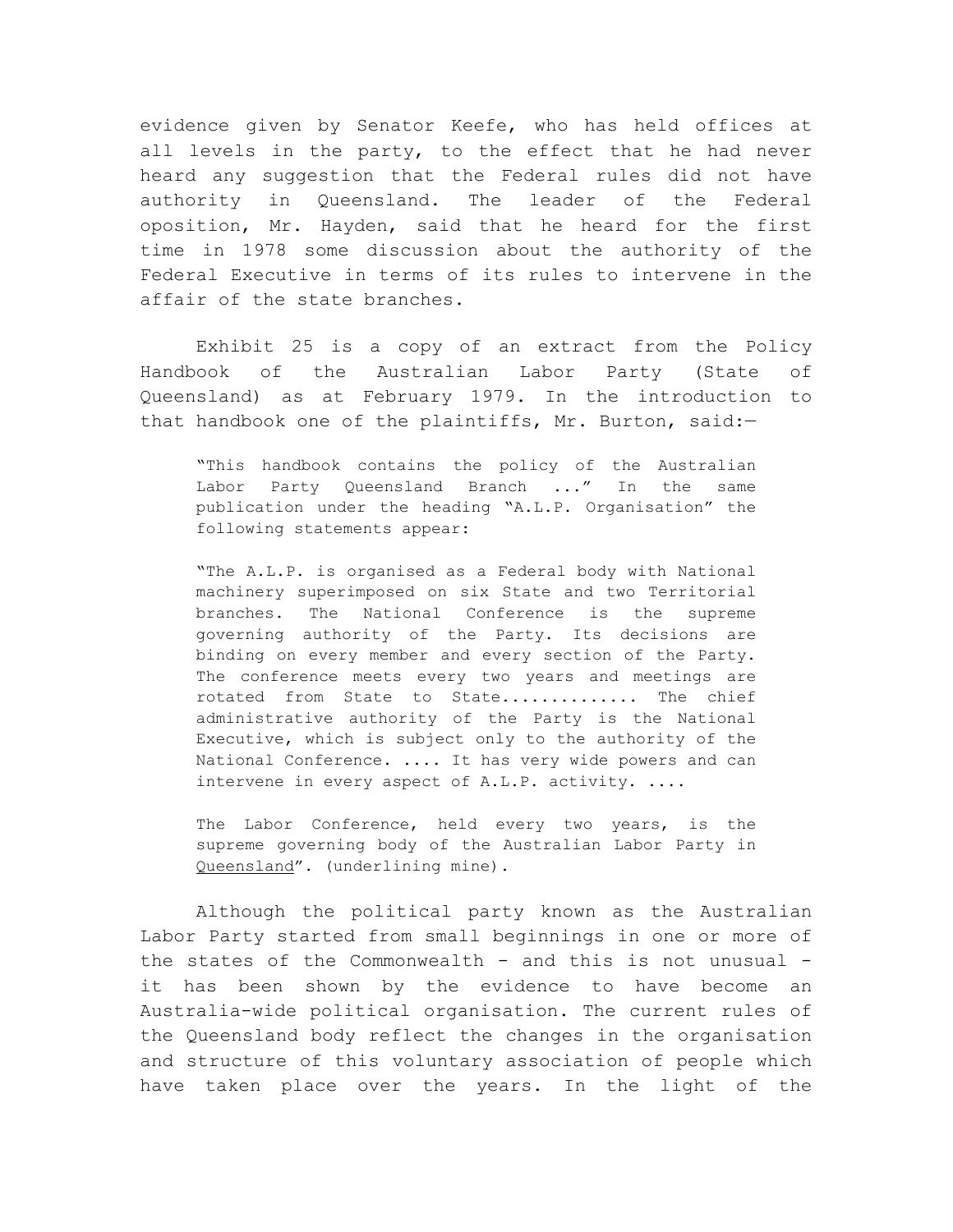evidence given by Senator Keefe, who has held offices at all levels in the party, to the effect that he had never heard any suggestion that the Federal rules did not have authority in Queensland. The leader of the Federal oposition, Mr. Hayden, said that he heard for the first time in 1978 some discussion about the authority of the Federal Executive in terms of its rules to intervene in the affair of the state branches.

Exhibit 25 is a copy of an extract from the Policy Handbook of the Australian Labor Party (State of Queensland) as at February 1979. In the introduction to that handbook one of the plaintiffs, Mr. Burton, said:—

> "This handbook contains the policy of the Australian Labor Party Queensland Branch ..." In the same publication under the heading "A.L.P. Organisation" the following statements appear:
>
> "The A.L.P. is organised as a Federal body with National machinery superimposed on six State and two Territorial branches. The National Conference is the supreme governing authority of the Party. Its decisions are binding on every member and every section of the Party. The conference meets every two years and meetings are rotated from State to State............. The chief administrative authority of the Party is the National Executive, which is subject only to the authority of the National Conference. .... It has very wide powers and can intervene in every aspect of A.L.P. activity. ....
>
> The Labor Conference, held every two years, is the supreme governing body of the Australian Labor Party in <u>Queensland</u>". (underlining mine).

Although the political party known as the Australian Labor Party started from small beginnings in one or more of the states of the Commonwealth - and this is not unusual - it has been shown by the evidence to have become an Australia-wide political organisation. The current rules of the Queensland body reflect the changes in the organisation and structure of this voluntary association of people which have taken place over the years. In the light of the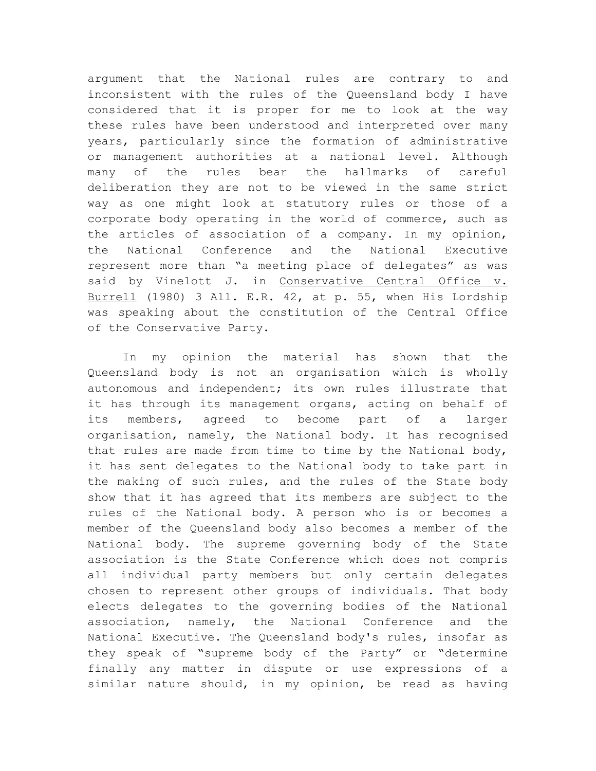argument that the National rules are contrary to and inconsistent with the rules of the Queensland body I have considered that it is proper for me to look at the way these rules have been understood and interpreted over many years, particularly since the formation of administrative or management authorities at a national level. Although many of the rules bear the hallmarks of careful deliberation they are not to be viewed in the same strict way as one might look at statutory rules or those of a corporate body operating in the world of commerce, such as the articles of association of a company. In my opinion, the National Conference and the National Executive represent more than "a meeting place of delegates" as was said by Vinelott J. in Conservative Central Office v. Burrell (1980) 3 All. E.R. 42, at p. 55, when His Lordship was speaking about the constitution of the Central Office of the Conservative Party.

In my opinion the material has shown that the Queensland body is not an organisation which is wholly autonomous and independent; its own rules illustrate that it has through its management organs, acting on behalf of its members, agreed to become part of a larger organisation, namely, the National body. It has recognised that rules are made from time to time by the National body, it has sent delegates to the National body to take part in the making of such rules, and the rules of the State body show that it has agreed that its members are subject to the rules of the National body. A person who is or becomes a member of the Queensland body also becomes a member of the National body. The supreme governing body of the State association is the State Conference which does not compris all individual party members but only certain delegates chosen to represent other groups of individuals. That body elects delegates to the governing bodies of the National association, namely, the National Conference and the National Executive. The Queensland body's rules, insofar as they speak of "supreme body of the Party" or "determine finally any matter in dispute or use expressions of a similar nature should, in my opinion, be read as having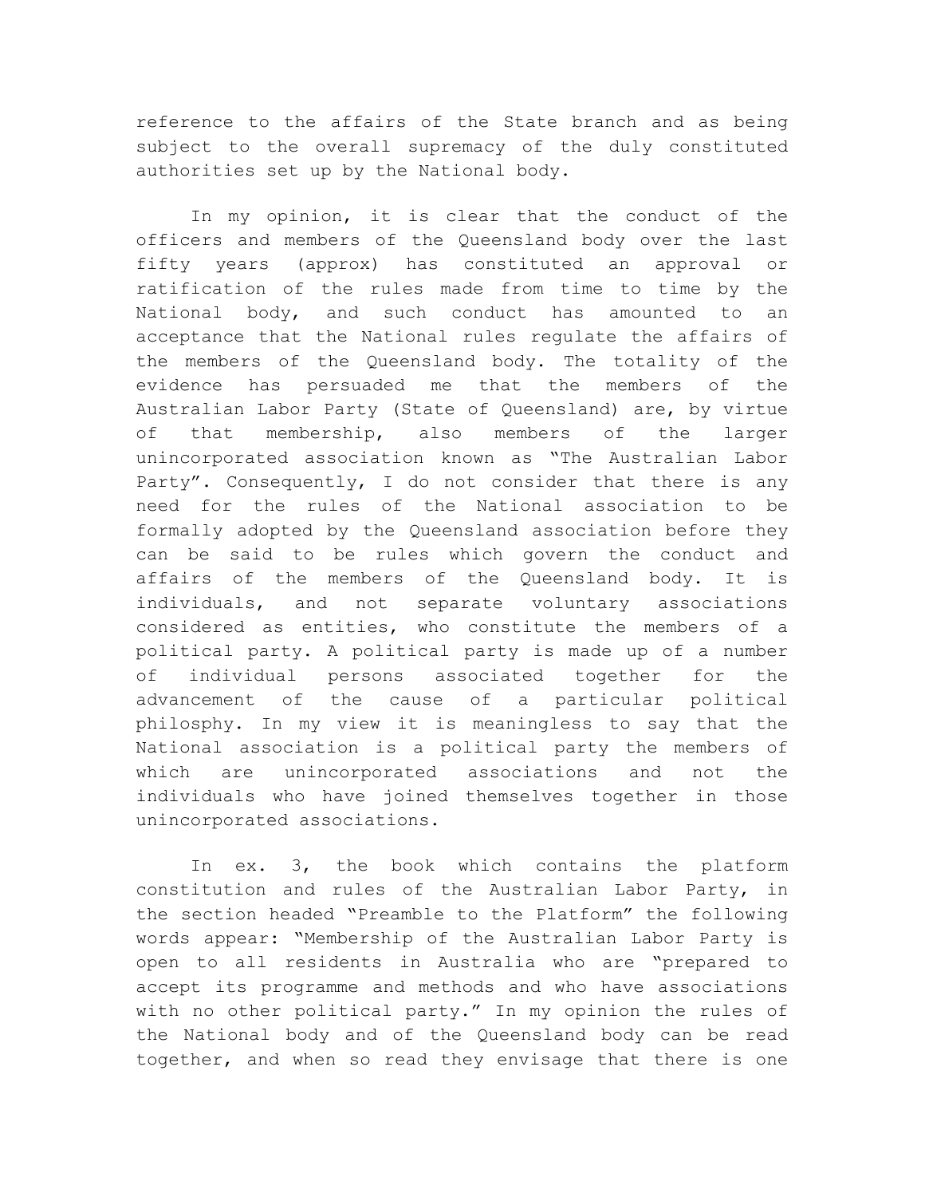reference to the affairs of the State branch and as being subject to the overall supremacy of the duly constituted authorities set up by the National body.

In my opinion, it is clear that the conduct of the officers and members of the Queensland body over the last fifty years (approx) has constituted an approval or ratification of the rules made from time to time by the National body, and such conduct has amounted to an acceptance that the National rules regulate the affairs of the members of the Queensland body. The totality of the evidence has persuaded me that the members of the Australian Labor Party (State of Queensland) are, by virtue of that membership, also members of the larger unincorporated association known as "The Australian Labor Party". Consequently, I do not consider that there is any need for the rules of the National association to be formally adopted by the Queensland association before they can be said to be rules which govern the conduct and affairs of the members of the Queensland body. It is individuals, and not separate voluntary associations considered as entities, who constitute the members of a political party. A political party is made up of a number of individual persons associated together for the advancement of the cause of a particular political philosphy. In my view it is meaningless to say that the National association is a political party the members of which are unincorporated associations and not the individuals who have joined themselves together in those unincorporated associations.

In ex. 3, the book which contains the platform constitution and rules of the Australian Labor Party, in the section headed "Preamble to the Platform" the following words appear: "Membership of the Australian Labor Party is open to all residents in Australia who are "prepared to accept its programme and methods and who have associations with no other political party." In my opinion the rules of the National body and of the Queensland body can be read together, and when so read they envisage that there is one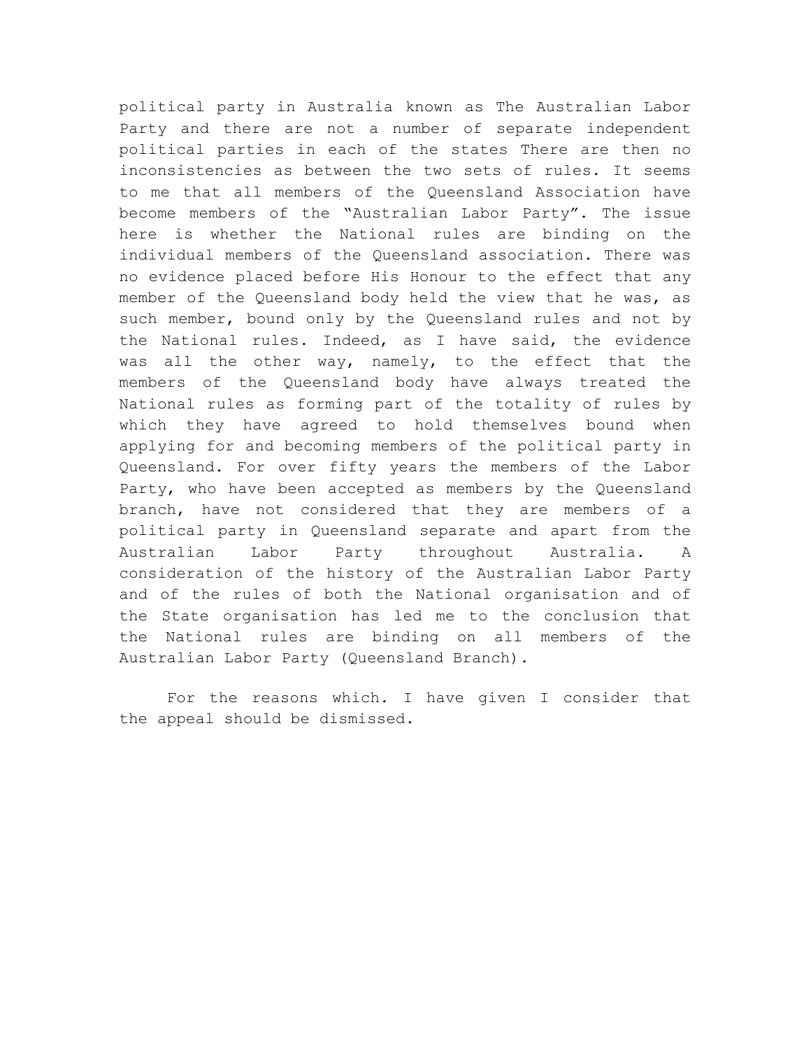political party in Australia known as The Australian Labor Party and there are not a number of separate independent political parties in each of the states There are then no inconsistencies as between the two sets of rules. It seems to me that all members of the Queensland Association have become members of the "Australian Labor Party". The issue here is whether the National rules are binding on the individual members of the Queensland association. There was no evidence placed before His Honour to the effect that any member of the Queensland body held the view that he was, as such member, bound only by the Queensland rules and not by the National rules. Indeed, as I have said, the evidence was all the other way, namely, to the effect that the members of the Queensland body have always treated the National rules as forming part of the totality of rules by which they have agreed to hold themselves bound when applying for and becoming members of the political party in Queensland. For over fifty years the members of the Labor Party, who have been accepted as members by the Queensland branch, have not considered that they are members of a political party in Queensland separate and apart from the Australian Labor Party throughout Australia. A consideration of the history of the Australian Labor Party and of the rules of both the National organisation and of the State organisation has led me to the conclusion that the National rules are binding on all members of the Australian Labor Party (Queensland Branch).

For the reasons which. I have given I consider that the appeal should be dismissed.